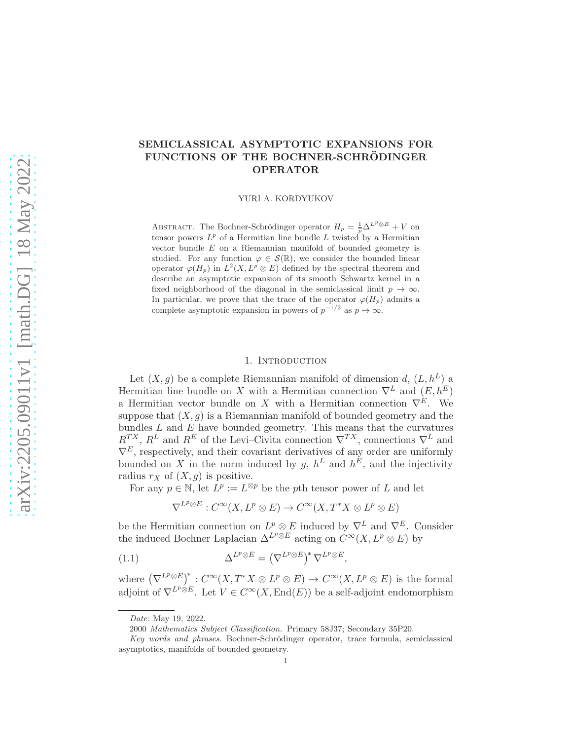# SEMICLASSICAL ASYMPTOTIC EXPANSIONS FOR FUNCTIONS OF THE BOCHNER-SCHRÖDINGER OPERATOR

YURI A. KORDYUKOV

Abstract. The Bochner-Schrödinger operator $H_p = \frac{1}{p}\Delta^{L^p\otimes E} + V$ on tensor powers $L^p$ of a Hermitian line bundle $L$ twisted by a Hermitian vector bundle $E$ on a Riemannian manifold of bounded geometry is studied. For any function $\varphi \in \mathcal{S}(\mathbb{R})$, we consider the bounded linear operator $\varphi(H_p)$ in $L^2(X, L^p\otimes E)$ defined by the spectral theorem and describe an asymptotic expansion of its smooth Schwartz kernel in a fixed neighborhood of the diagonal in the semiclassical limit $p\to\infty$. In particular, we prove that the trace of the operator $\varphi(H_p)$ admits a complete asymptotic expansion in powers of $p^{-1/2}$ as $p\to\infty$.

## 1. Introduction

Let $(X, g)$ be a complete Riemannian manifold of dimension $d$, $(L, h^L)$ a Hermitian line bundle on $X$ with a Hermitian connection $\nabla^L$ and $(E, h^E)$ a Hermitian vector bundle on $X$ with a Hermitian connection $\nabla^E$. We suppose that $(X, g)$ is a Riemannian manifold of bounded geometry and the bundles $L$ and $E$ have bounded geometry. This means that the curvatures $R^{TX}$, $R^L$ and $R^E$ of the Levi–Civita connection $\nabla^{TX}$, connections $\nabla^L$ and $\nabla^E$, respectively, and their covariant derivatives of any order are uniformly bounded on $X$ in the norm induced by $g$, $h^L$ and $h^E$, and the injectivity radius $r_X$ of $(X, g)$ is positive.

For any $p\in\mathbb{N}$, let $L^p := L^{\otimes p}$ be the $p$th tensor power of $L$ and let

$$\nabla^{L^p\otimes E} : C^\infty(X, L^p\otimes E)\to C^\infty(X, T^*X\otimes L^p\otimes E)$$

be the Hermitian connection on $L^p\otimes E$ induced by $\nabla^L$ and $\nabla^E$. Consider the induced Bochner Laplacian $\Delta^{L^p\otimes E}$ acting on $C^\infty(X, L^p\otimes E)$ by

$$\Delta^{L^p\otimes E} = \left(\nabla^{L^p\otimes E}\right)^*\nabla^{L^p\otimes E}, \tag{1.1}$$

where $\left(\nabla^{L^p\otimes E}\right)^* : C^\infty(X, T^*X\otimes L^p\otimes E)\to C^\infty(X, L^p\otimes E)$ is the formal adjoint of $\nabla^{L^p\otimes E}$. Let $V\in C^\infty(X, \mathrm{End}(E))$ be a self-adjoint endomorphism

---

*Date*: May 19, 2022.

2000 *Mathematics Subject Classification.* Primary 58J37; Secondary 35P20.

*Key words and phrases.* Bochner-Schrödinger operator, trace formula, semiclassical asymptotics, manifolds of bounded geometry.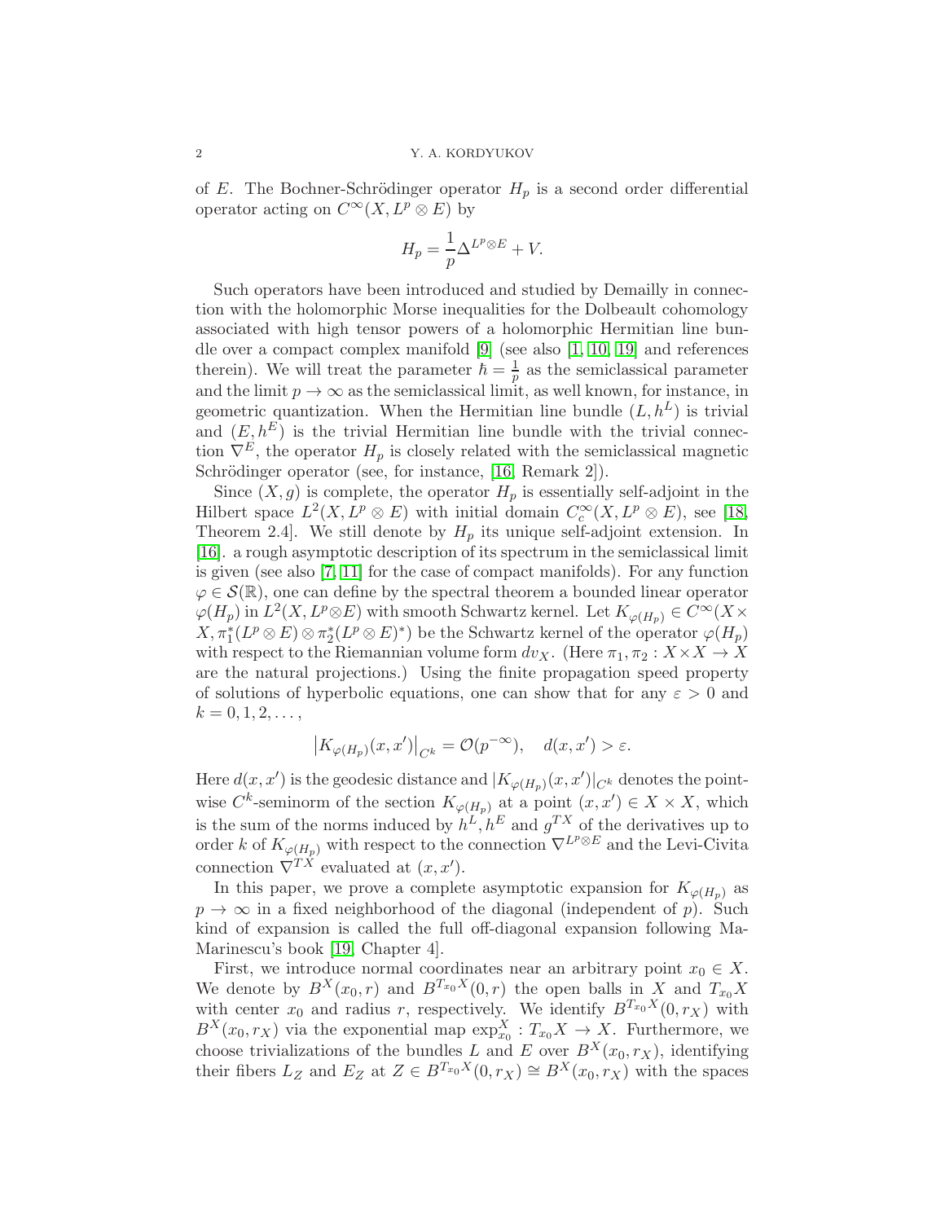of $E$. The Bochner-Schrödinger operator $H_p$ is a second order differential operator acting on $C^\infty(X, L^p \otimes E)$ by

$$H_p = \frac{1}{p}\Delta^{L^p\otimes E} + V.$$

Such operators have been introduced and studied by Demailly in connection with the holomorphic Morse inequalities for the Dolbeault cohomology associated with high tensor powers of a holomorphic Hermitian line bundle over a compact complex manifold [9] (see also [1, 10, 19] and references therein). We will treat the parameter $\hbar = \frac{1}{p}$ as the semiclassical parameter and the limit $p \to \infty$ as the semiclassical limit, as well known, for instance, in geometric quantization. When the Hermitian line bundle $(L, h^L)$ is trivial and $(E, h^E)$ is the trivial Hermitian line bundle with the trivial connection $\nabla^E$, the operator $H_p$ is closely related with the semiclassical magnetic Schrödinger operator (see, for instance, [16, Remark 2]).

Since $(X, g)$ is complete, the operator $H_p$ is essentially self-adjoint in the Hilbert space $L^2(X, L^p \otimes E)$ with initial domain $C^\infty_c(X, L^p \otimes E)$, see [18, Theorem 2.4]. We still denote by $H_p$ its unique self-adjoint extension. In [16]. a rough asymptotic description of its spectrum in the semiclassical limit is given (see also [7, 11] for the case of compact manifolds). For any function $\varphi \in \mathcal{S}(\mathbb{R})$, one can define by the spectral theorem a bounded linear operator $\varphi(H_p)$ in $L^2(X, L^p\otimes E)$ with smooth Schwartz kernel. Let $K_{\varphi(H_p)} \in C^\infty(X\times X, \pi_1^*(L^p \otimes E)\otimes \pi_2^*(L^p \otimes E)^*)$ be the Schwartz kernel of the operator $\varphi(H_p)$ with respect to the Riemannian volume form $dv_X$. (Here $\pi_1, \pi_2 : X\times X \to X$ are the natural projections.) Using the finite propagation speed property of solutions of hyperbolic equations, one can show that for any $\varepsilon > 0$ and $k = 0, 1, 2, \dots,$

$$\left|K_{\varphi(H_p)}(x, x')\right|_{C^k} = \mathcal{O}(p^{-\infty}), \quad d(x, x') > \varepsilon.$$

Here $d(x, x')$ is the geodesic distance and $|K_{\varphi(H_p)}(x, x')|_{C^k}$ denotes the pointwise $C^k$-seminorm of the section $K_{\varphi(H_p)}$ at a point $(x, x') \in X \times X$, which is the sum of the norms induced by $h^L, h^E$ and $g^{TX}$ of the derivatives up to order $k$ of $K_{\varphi(H_p)}$ with respect to the connection $\nabla^{L^p\otimes E}$ and the Levi-Civita connection $\nabla^{TX}$ evaluated at $(x, x')$.

In this paper, we prove a complete asymptotic expansion for $K_{\varphi(H_p)}$ as $p \to \infty$ in a fixed neighborhood of the diagonal (independent of $p$). Such kind of expansion is called the full off-diagonal expansion following Ma-Marinescu's book [19, Chapter 4].

First, we introduce normal coordinates near an arbitrary point $x_0 \in X$. We denote by $B^X(x_0, r)$ and $B^{T_{x_0}X}(0, r)$ the open balls in $X$ and $T_{x_0}X$ with center $x_0$ and radius $r$, respectively. We identify $B^{T_{x_0}X}(0, r_X)$ with $B^X(x_0, r_X)$ via the exponential map $\exp^X_{x_0} : T_{x_0}X \to X$. Furthermore, we choose trivializations of the bundles $L$ and $E$ over $B^X(x_0, r_X)$, identifying their fibers $L_Z$ and $E_Z$ at $Z \in B^{T_{x_0}X}(0, r_X) \cong B^X(x_0, r_X)$ with the spaces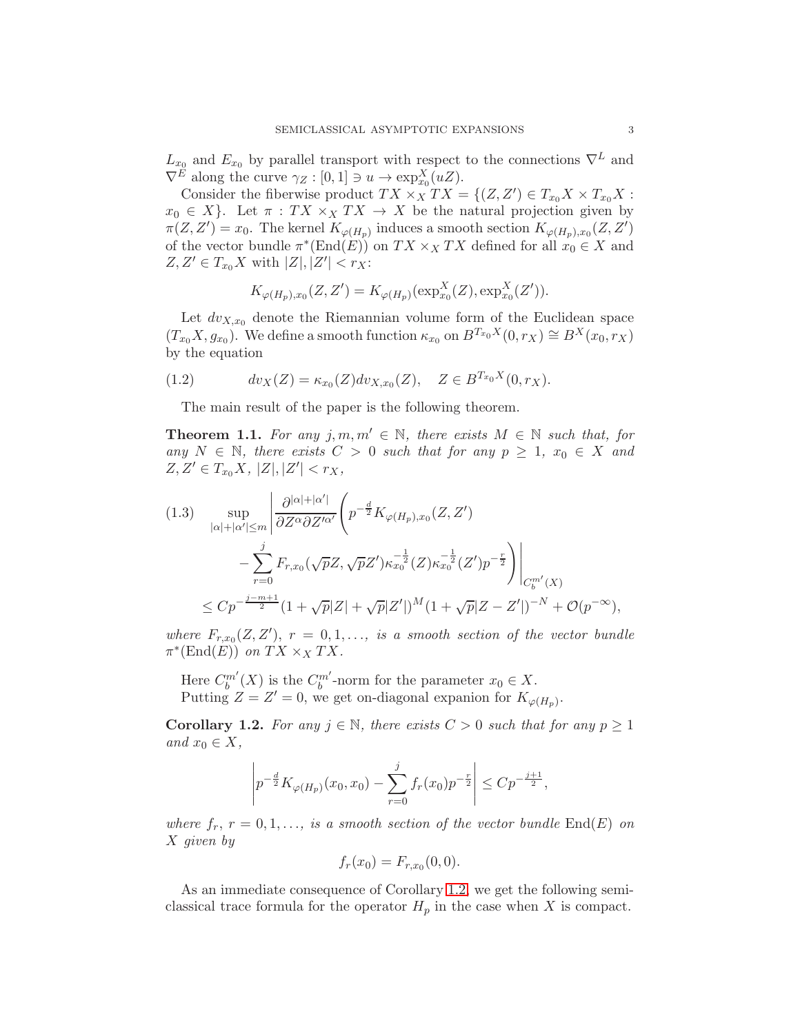$L_{x_0}$ and $E_{x_0}$ by parallel transport with respect to the connections $\nabla^L$ and $\nabla^E$ along the curve $\gamma_Z : [0,1] \ni u \to \exp^X_{x_0}(uZ)$.

Consider the fiberwise product $TX \times_X TX = \{(Z, Z') \in T_{x_0}X \times T_{x_0}X : x_0 \in X\}$. Let $\pi : TX \times_X TX \to X$ be the natural projection given by $\pi(Z, Z') = x_0$. The kernel $K_{\varphi(H_p)}$ induces a smooth section $K_{\varphi(H_p),x_0}(Z, Z')$ of the vector bundle $\pi^*(\mathrm{End}(E))$ on $TX \times_X TX$ defined for all $x_0 \in X$ and $Z, Z' \in T_{x_0}X$ with $|Z|, |Z'| < r_X$:

$$K_{\varphi(H_p),x_0}(Z, Z') = K_{\varphi(H_p)}(\exp^X_{x_0}(Z), \exp^X_{x_0}(Z')).$$

Let $dv_{X,x_0}$ denote the Riemannian volume form of the Euclidean space $(T_{x_0}X, g_{x_0})$. We define a smooth function $\kappa_{x_0}$ on $B^{T_{x_0}X}(0, r_X) \cong B^X(x_0, r_X)$ by the equation

$$dv_X(Z) = \kappa_{x_0}(Z) dv_{X,x_0}(Z), \quad Z \in B^{T_{x_0}X}(0, r_X). \tag{1.2}$$

The main result of the paper is the following theorem.

**Theorem 1.1.** *For any $j, m, m' \in \mathbb{N}$, there exists $M \in \mathbb{N}$ such that, for any $N \in \mathbb{N}$, there exists $C > 0$ such that for any $p \geq 1$, $x_0 \in X$ and $Z, Z' \in T_{x_0}X$, $|Z|, |Z'| < r_X$,*

$$\begin{aligned}\sup_{|\alpha|+|\alpha'|\leq m} \Bigg| \frac{\partial^{|\alpha|+|\alpha'|}}{\partial Z^\alpha \partial Z'^{\alpha'}} \Bigg( & p^{-\frac{d}{2}} K_{\varphi(H_p),x_0}(Z, Z') \\ & - \sum_{r=0}^{j} F_{r,x_0}(\sqrt{p}Z, \sqrt{p}Z') \kappa_{x_0}^{-\frac{1}{2}}(Z) \kappa_{x_0}^{-\frac{1}{2}}(Z') p^{-\frac{r}{2}} \Bigg) \Bigg|_{C_b^{m'}(X)} \\ \leq C p^{-\frac{j-m+1}{2}} & (1 + \sqrt{p}|Z| + \sqrt{p}|Z'|)^M (1 + \sqrt{p}|Z - Z'|)^{-N} + \mathcal{O}(p^{-\infty}),\end{aligned} \tag{1.3}$$

*where $F_{r,x_0}(Z, Z')$, $r = 0, 1, \ldots$, is a smooth section of the vector bundle $\pi^*(\mathrm{End}(E))$ on $TX \times_X TX$.*

Here $C_b^{m'}(X)$ is the $C_b^{m'}$-norm for the parameter $x_0 \in X$.

Putting $Z = Z' = 0$, we get on-diagonal expanion for $K_{\varphi(H_p)}$.

**Corollary 1.2.** *For any $j \in \mathbb{N}$, there exists $C > 0$ such that for any $p \geq 1$ and $x_0 \in X$,*

$$\left| p^{-\frac{d}{2}} K_{\varphi(H_p)}(x_0, x_0) - \sum_{r=0}^{j} f_r(x_0) p^{-\frac{r}{2}} \right| \leq C p^{-\frac{j+1}{2}},$$

*where $f_r$, $r = 0, 1, \ldots$, is a smooth section of the vector bundle $\mathrm{End}(E)$ on $X$ given by*

$$f_r(x_0) = F_{r,x_0}(0, 0).$$

As an immediate consequence of Corollary 1.2, we get the following semiclassical trace formula for the operator $H_p$ in the case when $X$ is compact.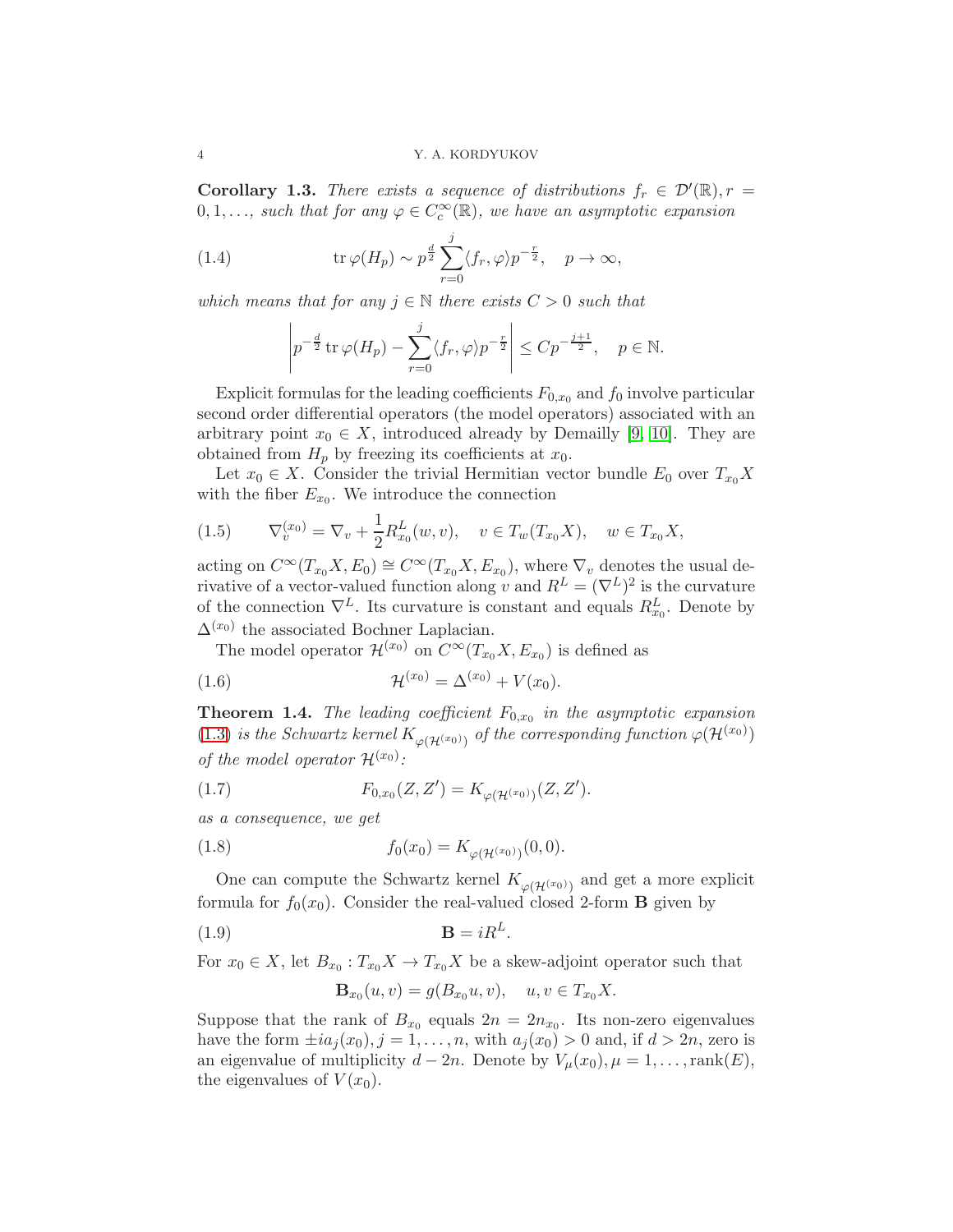**Corollary 1.3.** *There exists a sequence of distributions $f_r \in \mathcal{D}'(\mathbb{R}), r = 0, 1, \ldots,$ such that for any $\varphi \in C_c^\infty(\mathbb{R})$, we have an asymptotic expansion*

$$\operatorname{tr} \varphi(H_p) \sim p^{\frac{d}{2}} \sum_{r=0}^{j} \langle f_r, \varphi \rangle p^{-\frac{r}{2}}, \quad p \to \infty, \tag{1.4}$$

*which means that for any $j \in \mathbb{N}$ there exists $C > 0$ such that*

$$\left| p^{-\frac{d}{2}} \operatorname{tr} \varphi(H_p) - \sum_{r=0}^{j} \langle f_r, \varphi \rangle p^{-\frac{r}{2}} \right| \leq C p^{-\frac{j+1}{2}}, \quad p \in \mathbb{N}.$$

Explicit formulas for the leading coefficients $F_{0,x_0}$ and $f_0$ involve particular second order differential operators (the model operators) associated with an arbitrary point $x_0 \in X$, introduced already by Demailly [9, 10]. They are obtained from $H_p$ by freezing its coefficients at $x_0$.

Let $x_0 \in X$. Consider the trivial Hermitian vector bundle $E_0$ over $T_{x_0}X$ with the fiber $E_{x_0}$. We introduce the connection

$$\nabla_v^{(x_0)} = \nabla_v + \frac{1}{2} R_{x_0}^L(w, v), \quad v \in T_w(T_{x_0}X), \quad w \in T_{x_0}X, \tag{1.5}$$

acting on $C^\infty(T_{x_0}X, E_0) \cong C^\infty(T_{x_0}X, E_{x_0})$, where $\nabla_v$ denotes the usual derivative of a vector-valued function along $v$ and $R^L = (\nabla^L)^2$ is the curvature of the connection $\nabla^L$. Its curvature is constant and equals $R_{x_0}^L$. Denote by $\Delta^{(x_0)}$ the associated Bochner Laplacian.

The model operator $\mathcal{H}^{(x_0)}$ on $C^\infty(T_{x_0}X, E_{x_0})$ is defined as

$$\mathcal{H}^{(x_0)} = \Delta^{(x_0)} + V(x_0). \tag{1.6}$$

**Theorem 1.4.** *The leading coefficient $F_{0,x_0}$ in the asymptotic expansion (1.3) is the Schwartz kernel $K_{\varphi(\mathcal{H}^{(x_0)})}$ of the corresponding function $\varphi(\mathcal{H}^{(x_0)})$ of the model operator $\mathcal{H}^{(x_0)}$:*

$$F_{0,x_0}(Z, Z') = K_{\varphi(\mathcal{H}^{(x_0)})}(Z, Z'). \tag{1.7}$$

*as a consequence, we get*

$$f_0(x_0) = K_{\varphi(\mathcal{H}^{(x_0)})}(0, 0). \tag{1.8}$$

One can compute the Schwartz kernel $K_{\varphi(\mathcal{H}^{(x_0)})}$ and get a more explicit formula for $f_0(x_0)$. Consider the real-valued closed 2-form $\mathbf{B}$ given by

$$\mathbf{B} = iR^L. \tag{1.9}$$

For $x_0 \in X$, let $B_{x_0} : T_{x_0}X \to T_{x_0}X$ be a skew-adjoint operator such that

$$\mathbf{B}_{x_0}(u, v) = g(B_{x_0}u, v), \quad u, v \in T_{x_0}X.$$

Suppose that the rank of $B_{x_0}$ equals $2n = 2n_{x_0}$. Its non-zero eigenvalues have the form $\pm i a_j(x_0), j = 1, \ldots, n$, with $a_j(x_0) > 0$ and, if $d > 2n$, zero is an eigenvalue of multiplicity $d - 2n$. Denote by $V_\mu(x_0), \mu = 1, \ldots, \operatorname{rank}(E)$, the eigenvalues of $V(x_0)$.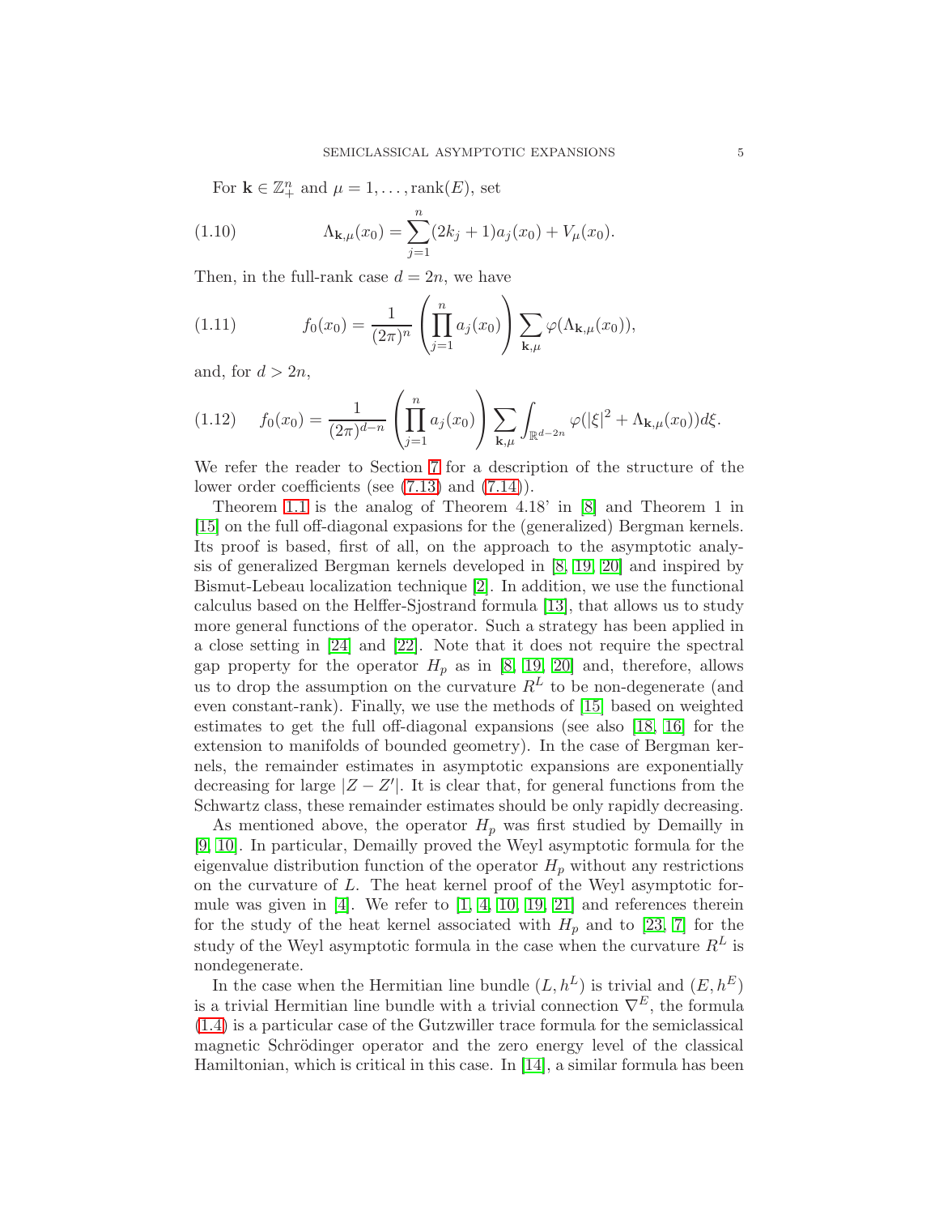For $\mathbf{k} \in \mathbb{Z}_+^n$ and $\mu = 1, \dots, \mathrm{rank}(E)$, set

$$\Lambda_{\mathbf{k},\mu}(x_0) = \sum_{j=1}^{n} (2k_j + 1) a_j(x_0) + V_\mu(x_0). \tag{1.10}$$

Then, in the full-rank case $d = 2n$, we have

$$f_0(x_0) = \frac{1}{(2\pi)^n} \left( \prod_{j=1}^{n} a_j(x_0) \right) \sum_{\mathbf{k},\mu} \varphi(\Lambda_{\mathbf{k},\mu}(x_0)), \tag{1.11}$$

and, for $d > 2n$,

$$f_0(x_0) = \frac{1}{(2\pi)^{d-n}} \left( \prod_{j=1}^{n} a_j(x_0) \right) \sum_{\mathbf{k},\mu} \int_{\mathbb{R}^{d-2n}} \varphi(|\xi|^2 + \Lambda_{\mathbf{k},\mu}(x_0)) d\xi. \tag{1.12}$$

We refer the reader to Section 7 for a description of the structure of the lower order coefficients (see (7.13) and (7.14)).

Theorem 1.1 is the analog of Theorem 4.18' in [8] and Theorem 1 in [15] on the full off-diagonal expasions for the (generalized) Bergman kernels. Its proof is based, first of all, on the approach to the asymptotic analysis of generalized Bergman kernels developed in [8, 19, 20] and inspired by Bismut-Lebeau localization technique [2]. In addition, we use the functional calculus based on the Helffer-Sjostrand formula [13], that allows us to study more general functions of the operator. Such a strategy has been applied in a close setting in [24] and [22]. Note that it does not require the spectral gap property for the operator $H_p$ as in [8, 19, 20] and, therefore, allows us to drop the assumption on the curvature $R^L$ to be non-degenerate (and even constant-rank). Finally, we use the methods of [15] based on weighted estimates to get the full off-diagonal expansions (see also [18, 16] for the extension to manifolds of bounded geometry). In the case of Bergman kernels, the remainder estimates in asymptotic expansions are exponentially decreasing for large $|Z - Z'|$. It is clear that, for general functions from the Schwartz class, these remainder estimates should be only rapidly decreasing.

As mentioned above, the operator $H_p$ was first studied by Demailly in [9, 10]. In particular, Demailly proved the Weyl asymptotic formula for the eigenvalue distribution function of the operator $H_p$ without any restrictions on the curvature of $L$. The heat kernel proof of the Weyl asymptotic formule was given in [4]. We refer to [1, 4, 10, 19, 21] and references therein for the study of the heat kernel associated with $H_p$ and to [23, 7] for the study of the Weyl asymptotic formula in the case when the curvature $R^L$ is nondegenerate.

In the case when the Hermitian line bundle $(L, h^L)$ is trivial and $(E, h^E)$ is a trivial Hermitian line bundle with a trivial connection $\nabla^E$, the formula (1.4) is a particular case of the Gutzwiller trace formula for the semiclassical magnetic Schrödinger operator and the zero energy level of the classical Hamiltonian, which is critical in this case. In [14], a similar formula has been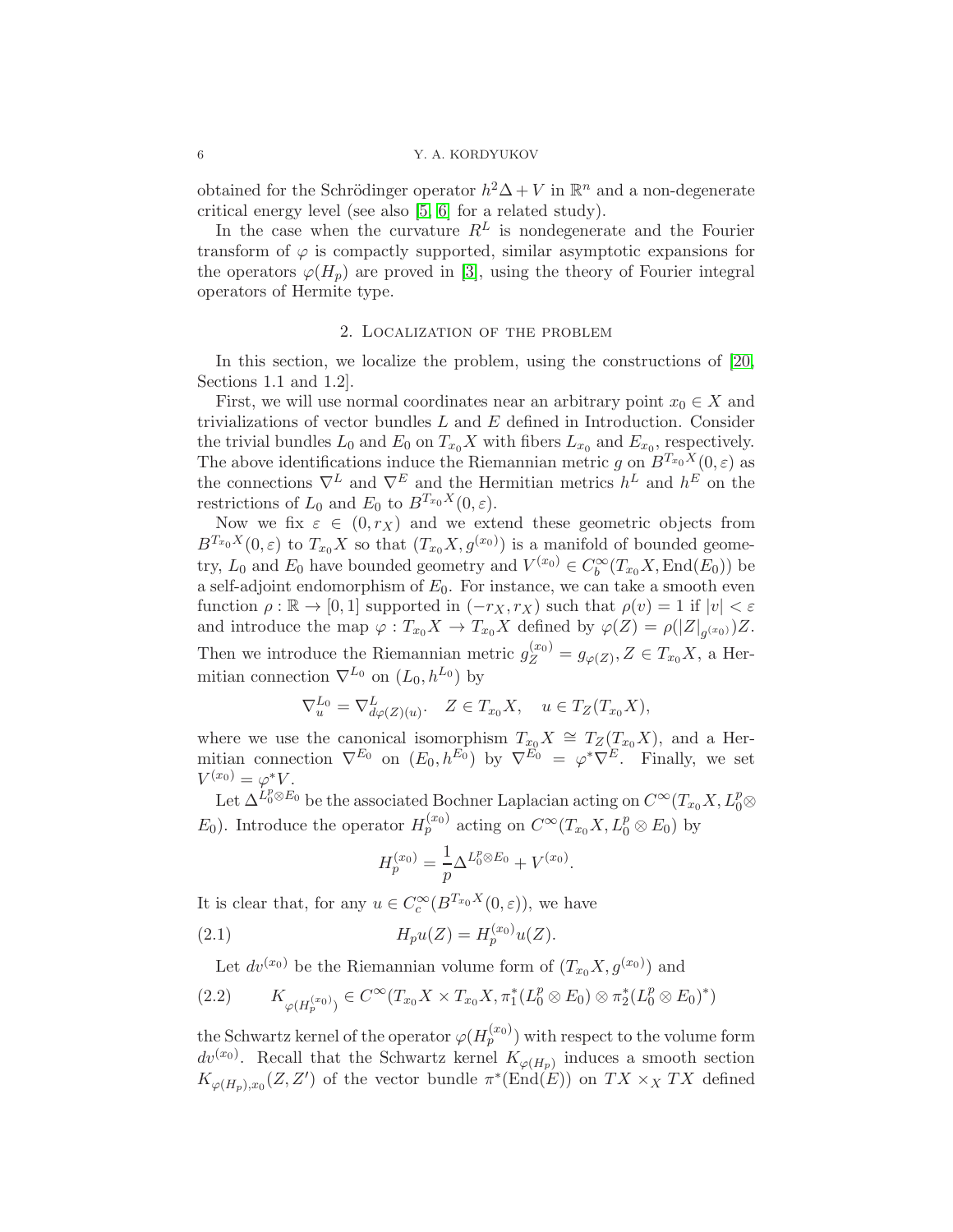obtained for the Schrödinger operator $h^2\Delta + V$ in $\mathbb{R}^n$ and a non-degenerate critical energy level (see also [5, 6] for a related study).

In the case when the curvature $R^L$ is nondegenerate and the Fourier transform of $\varphi$ is compactly supported, similar asymptotic expansions for the operators $\varphi(H_p)$ are proved in [3], using the theory of Fourier integral operators of Hermite type.

## 2. Localization of the problem

In this section, we localize the problem, using the constructions of [20, Sections 1.1 and 1.2].

First, we will use normal coordinates near an arbitrary point $x_0 \in X$ and trivializations of vector bundles $L$ and $E$ defined in Introduction. Consider the trivial bundles $L_0$ and $E_0$ on $T_{x_0}X$ with fibers $L_{x_0}$ and $E_{x_0}$, respectively. The above identifications induce the Riemannian metric $g$ on $B^{T_{x_0}X}(0,\varepsilon)$ as the connections $\nabla^L$ and $\nabla^E$ and the Hermitian metrics $h^L$ and $h^E$ on the restrictions of $L_0$ and $E_0$ to $B^{T_{x_0}X}(0,\varepsilon)$.

Now we fix $\varepsilon \in (0, r_X)$ and we extend these geometric objects from $B^{T_{x_0}X}(0,\varepsilon)$ to $T_{x_0}X$ so that $(T_{x_0}X, g^{(x_0)})$ is a manifold of bounded geometry, $L_0$ and $E_0$ have bounded geometry and $V^{(x_0)} \in C^\infty_b(T_{x_0}X, \operatorname{End}(E_0))$ be a self-adjoint endomorphism of $E_0$. For instance, we can take a smooth even function $\rho : \mathbb{R} \to [0,1]$ supported in $(-r_X, r_X)$ such that $\rho(v) = 1$ if $|v| < \varepsilon$ and introduce the map $\varphi : T_{x_0}X \to T_{x_0}X$ defined by $\varphi(Z) = \rho(|Z|_{g^{(x_0)}})Z$. Then we introduce the Riemannian metric $g^{(x_0)}_Z = g_{\varphi(Z)}, Z \in T_{x_0}X$, a Hermitian connection $\nabla^{L_0}$ on $(L_0, h^{L_0})$ by

$$\nabla^{L_0}_u = \nabla^L_{d\varphi(Z)(u)}, \quad Z \in T_{x_0}X, \quad u \in T_Z(T_{x_0}X),$$

where we use the canonical isomorphism $T_{x_0}X \cong T_Z(T_{x_0}X)$, and a Hermitian connection $\nabla^{E_0}$ on $(E_0, h^{E_0})$ by $\nabla^{E_0} = \varphi^*\nabla^E$. Finally, we set $V^{(x_0)} = \varphi^*V$.

Let $\Delta^{L_0^p\otimes E_0}$ be the associated Bochner Laplacian acting on $C^\infty(T_{x_0}X, L_0^p \otimes E_0)$. Introduce the operator $H^{(x_0)}_p$ acting on $C^\infty(T_{x_0}X, L_0^p\otimes E_0)$ by

$$H^{(x_0)}_p = \frac{1}{p}\Delta^{L_0^p\otimes E_0} + V^{(x_0)}.$$

It is clear that, for any $u \in C^\infty_c(B^{T_{x_0}X}(0,\varepsilon))$, we have

$$H_p u(Z) = H^{(x_0)}_p u(Z). \tag{2.1}$$

Let $dv^{(x_0)}$ be the Riemannian volume form of $(T_{x_0}X, g^{(x_0)})$ and

$$K_{\varphi(H^{(x_0)}_p)} \in C^\infty(T_{x_0}X \times T_{x_0}X, \pi_1^*(L_0^p\otimes E_0)\otimes \pi_2^*(L_0^p\otimes E_0)^*) \tag{2.2}$$

the Schwartz kernel of the operator $\varphi(H^{(x_0)}_p)$ with respect to the volume form $dv^{(x_0)}$. Recall that the Schwartz kernel $K_{\varphi(H_p)}$ induces a smooth section $K_{\varphi(H_p),x_0}(Z,Z')$ of the vector bundle $\pi^*(\operatorname{End}(E))$ on $TX\times_X TX$ defined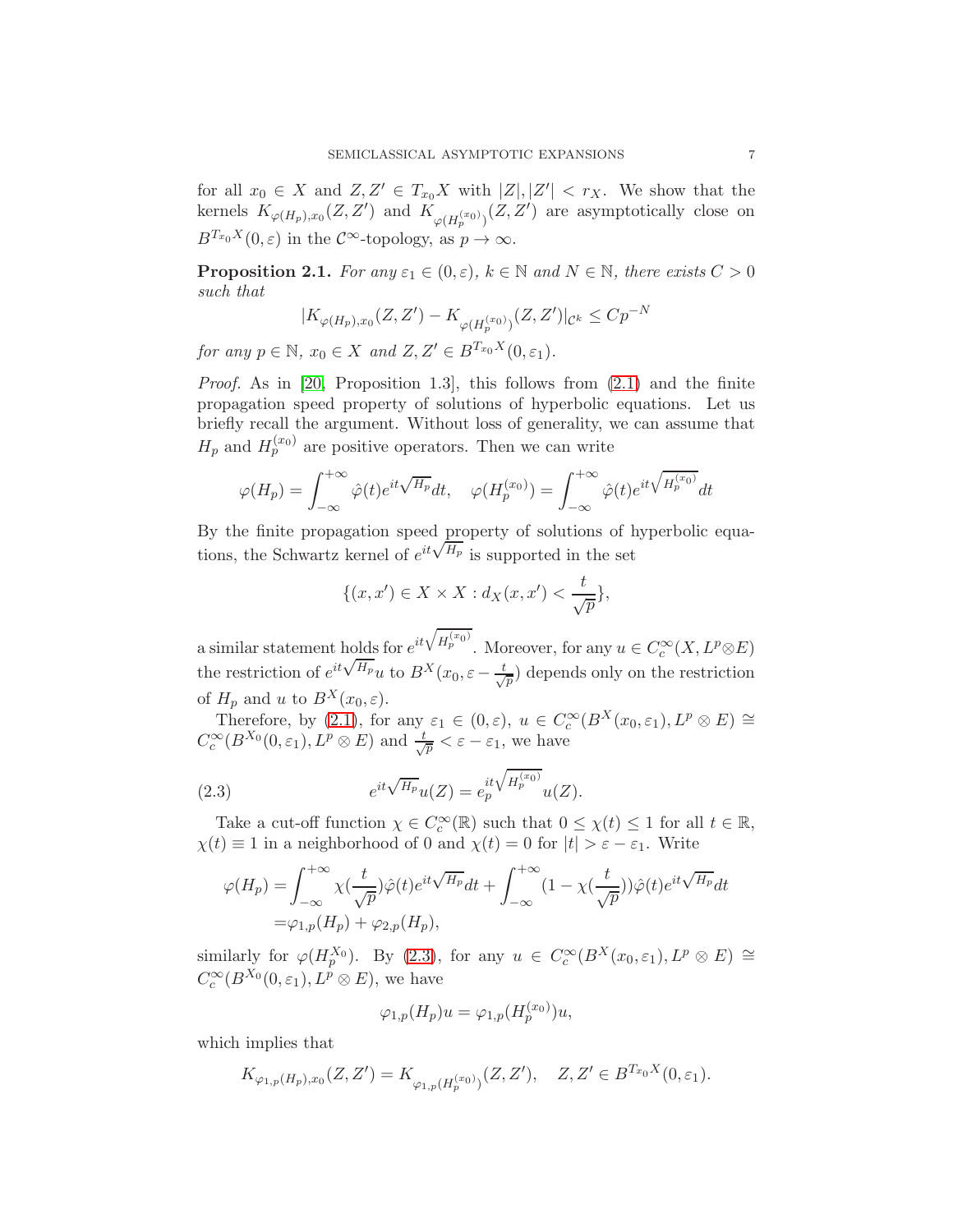for all $x_0 \in X$ and $Z, Z' \in T_{x_0}X$ with $|Z|, |Z'| < r_X$. We show that the kernels $K_{\varphi(H_p),x_0}(Z,Z')$ and $K_{\varphi(H_p^{(x_0)})}(Z,Z')$ are asymptotically close on $B^{T_{x_0}X}(0,\varepsilon)$ in the $\mathcal{C}^\infty$-topology, as $p \to \infty$.

**Proposition 2.1.** *For any $\varepsilon_1 \in (0,\varepsilon)$, $k \in \mathbb{N}$ and $N \in \mathbb{N}$, there exists $C > 0$ such that*

$$|K_{\varphi(H_p),x_0}(Z,Z') - K_{\varphi(H_p^{(x_0)})}(Z,Z')|_{\mathcal{C}^k} \leq Cp^{-N}$$

*for any $p \in \mathbb{N}$, $x_0 \in X$ and $Z, Z' \in B^{T_{x_0}X}(0,\varepsilon_1)$.*

*Proof.* As in [20, Proposition 1.3], this follows from (2.1) and the finite propagation speed property of solutions of hyperbolic equations. Let us briefly recall the argument. Without loss of generality, we can assume that $H_p$ and $H_p^{(x_0)}$ are positive operators. Then we can write

$$\varphi(H_p) = \int_{-\infty}^{+\infty} \hat{\varphi}(t) e^{it\sqrt{H_p}} dt, \quad \varphi(H_p^{(x_0)}) = \int_{-\infty}^{+\infty} \hat{\varphi}(t) e^{it\sqrt{H_p^{(x_0)}}} dt$$

By the finite propagation speed property of solutions of hyperbolic equations, the Schwartz kernel of $e^{it\sqrt{H_p}}$ is supported in the set

$$\{(x,x') \in X \times X : d_X(x,x') < \frac{t}{\sqrt{p}}\},$$

a similar statement holds for $e^{it\sqrt{H_p^{(x_0)}}}$. Moreover, for any $u \in C_c^\infty(X, L^p \otimes E)$ the restriction of $e^{it\sqrt{H_p}}u$ to $B^X(x_0, \varepsilon - \frac{t}{\sqrt{p}})$ depends only on the restriction of $H_p$ and $u$ to $B^X(x_0,\varepsilon)$.

Therefore, by (2.1), for any $\varepsilon_1 \in (0,\varepsilon)$, $u \in C_c^\infty(B^X(x_0,\varepsilon_1), L^p \otimes E) \cong C_c^\infty(B^{X_0}(0,\varepsilon_1), L^p \otimes E)$ and $\frac{t}{\sqrt{p}} < \varepsilon - \varepsilon_1$, we have

$$e^{it\sqrt{H_p}}u(Z) = e_p^{it\sqrt{H_p^{(x_0)}}}u(Z). \tag{2.3}$$

Take a cut-off function $\chi \in C_c^\infty(\mathbb{R})$ such that $0 \leq \chi(t) \leq 1$ for all $t \in \mathbb{R}$, $\chi(t) \equiv 1$ in a neighborhood of 0 and $\chi(t) = 0$ for $|t| > \varepsilon - \varepsilon_1$. Write

$$\begin{aligned}\varphi(H_p) &= \int_{-\infty}^{+\infty} \chi(\frac{t}{\sqrt{p}})\hat{\varphi}(t) e^{it\sqrt{H_p}} dt + \int_{-\infty}^{+\infty} (1 - \chi(\frac{t}{\sqrt{p}}))\hat{\varphi}(t) e^{it\sqrt{H_p}} dt \\ &= \varphi_{1,p}(H_p) + \varphi_{2,p}(H_p),\end{aligned}$$

similarly for $\varphi(H_p^{X_0})$. By (2.3), for any $u \in C_c^\infty(B^X(x_0,\varepsilon_1), L^p \otimes E) \cong C_c^\infty(B^{X_0}(0,\varepsilon_1), L^p \otimes E)$, we have

$$\varphi_{1,p}(H_p)u = \varphi_{1,p}(H_p^{(x_0)})u,$$

which implies that

$$K_{\varphi_{1,p}(H_p),x_0}(Z,Z') = K_{\varphi_{1,p}(H_p^{(x_0)})}(Z,Z'), \quad Z, Z' \in B^{T_{x_0}X}(0,\varepsilon_1).$$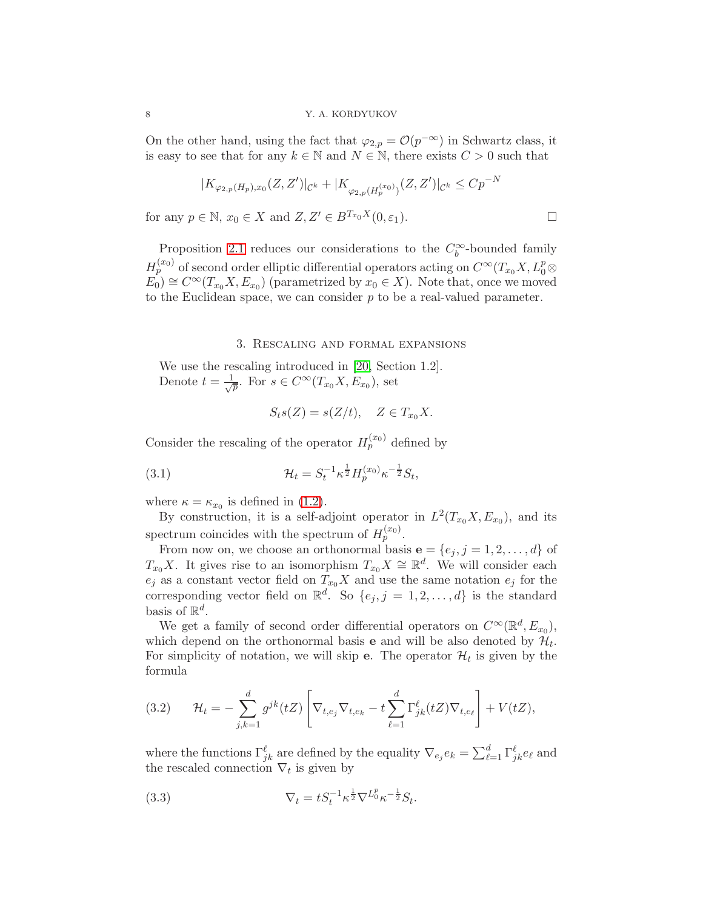On the other hand, using the fact that $\varphi_{2,p} = \mathcal{O}(p^{-\infty})$ in Schwartz class, it is easy to see that for any $k \in \mathbb{N}$ and $N \in \mathbb{N}$, there exists $C > 0$ such that

$$|K_{\varphi_{2,p}(H_p),x_0}(Z,Z')|_{\mathcal{C}^k} + |K_{\varphi_{2,p}(H_p^{(x_0)})}(Z,Z')|_{\mathcal{C}^k} \leq Cp^{-N}$$

for any $p \in \mathbb{N}$, $x_0 \in X$ and $Z, Z' \in B^{T_{x_0}X}(0, \varepsilon_1)$. $\square$

Proposition 2.1 reduces our considerations to the $C_b^\infty$-bounded family $H_p^{(x_0)}$ of second order elliptic differential operators acting on $C^\infty(T_{x_0}X, L_0^p \otimes E_0) \cong C^\infty(T_{x_0}X, E_{x_0})$ (parametrized by $x_0 \in X$). Note that, once we moved to the Euclidean space, we can consider $p$ to be a real-valued parameter.

## 3. Rescaling and formal expansions

We use the rescaling introduced in [20, Section 1.2].

Denote $t = \frac{1}{\sqrt{p}}$. For $s \in C^\infty(T_{x_0}X, E_{x_0})$, set

$$S_t s(Z) = s(Z/t), \quad Z \in T_{x_0}X.$$

Consider the rescaling of the operator $H_p^{(x_0)}$ defined by

$$\mathcal{H}_t = S_t^{-1} \kappa^{\frac{1}{2}} H_p^{(x_0)} \kappa^{-\frac{1}{2}} S_t, \tag{3.1}$$

where $\kappa = \kappa_{x_0}$ is defined in (1.2).

By construction, it is a self-adjoint operator in $L^2(T_{x_0}X, E_{x_0})$, and its spectrum coincides with the spectrum of $H_p^{(x_0)}$.

From now on, we choose an orthonormal basis $\mathbf{e} = \{e_j, j = 1, 2, \ldots, d\}$ of $T_{x_0}X$. It gives rise to an isomorphism $T_{x_0}X \cong \mathbb{R}^d$. We will consider each $e_j$ as a constant vector field on $T_{x_0}X$ and use the same notation $e_j$ for the corresponding vector field on $\mathbb{R}^d$. So $\{e_j, j = 1, 2, \ldots, d\}$ is the standard basis of $\mathbb{R}^d$.

We get a family of second order differential operators on $C^\infty(\mathbb{R}^d, E_{x_0})$, which depend on the orthonormal basis $\mathbf{e}$ and will be also denoted by $\mathcal{H}_t$. For simplicity of notation, we will skip $\mathbf{e}$. The operator $\mathcal{H}_t$ is given by the formula

$$\mathcal{H}_t = -\sum_{j,k=1}^{d} g^{jk}(tZ) \left[ \nabla_{t,e_j} \nabla_{t,e_k} - t \sum_{\ell=1}^{d} \Gamma_{jk}^{\ell}(tZ) \nabla_{t,e_\ell} \right] + V(tZ), \tag{3.2}$$

where the functions $\Gamma_{jk}^\ell$ are defined by the equality $\nabla_{e_j} e_k = \sum_{\ell=1}^{d} \Gamma_{jk}^\ell e_\ell$ and the rescaled connection $\nabla_t$ is given by

$$\nabla_t = t S_t^{-1} \kappa^{\frac{1}{2}} \nabla^{L_0^p} \kappa^{-\frac{1}{2}} S_t. \tag{3.3}$$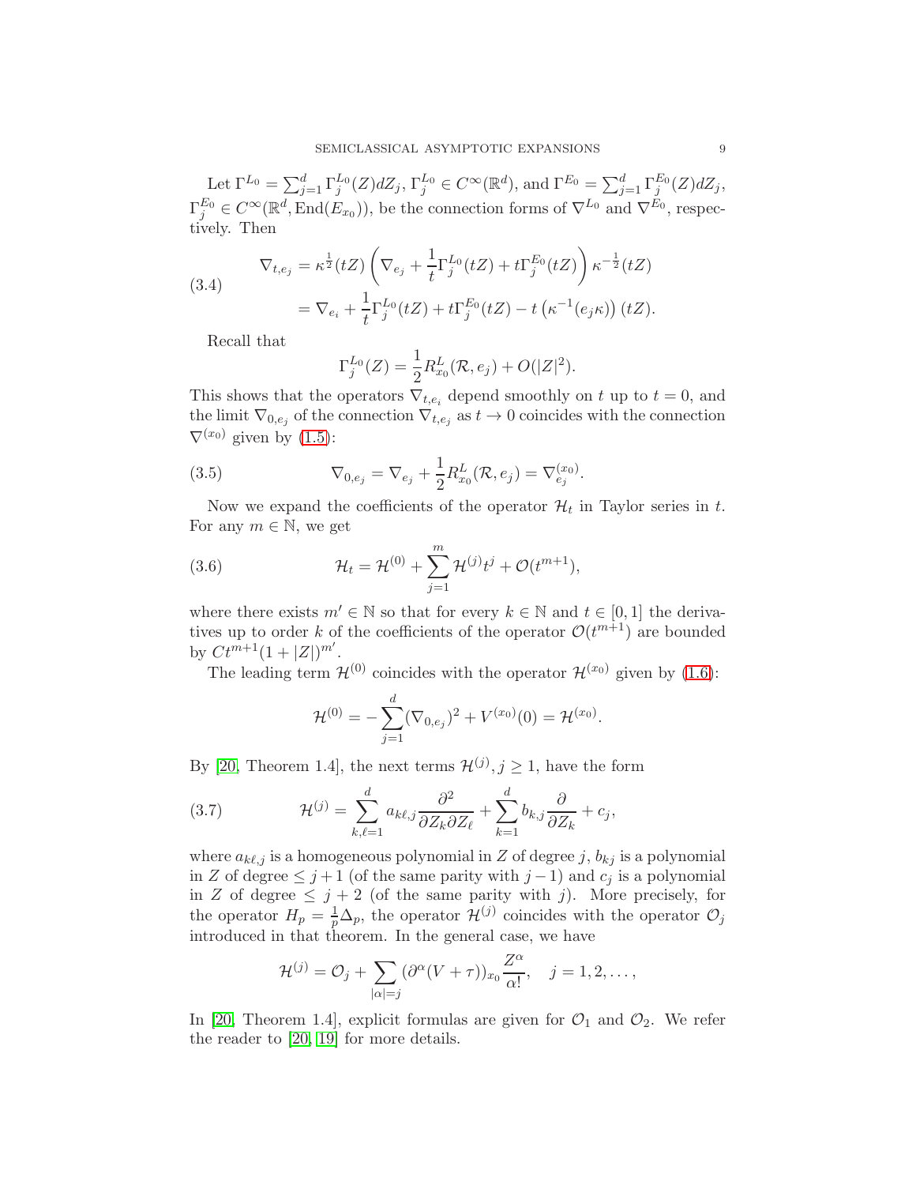Let $\Gamma^{L_0} = \sum_{j=1}^d \Gamma_j^{L_0}(Z)dZ_j$, $\Gamma_j^{L_0} \in C^\infty(\mathbb{R}^d)$, and $\Gamma^{E_0} = \sum_{j=1}^d \Gamma_j^{E_0}(Z)dZ_j$, $\Gamma_j^{E_0} \in C^\infty(\mathbb{R}^d, \operatorname{End}(E_{x_0}))$, be the connection forms of $\nabla^{L_0}$ and $\nabla^{E_0}$, respectively. Then

$$
\begin{aligned}
\nabla_{t,e_j} &= \kappa^{\frac{1}{2}}(tZ)\left(\nabla_{e_j} + \frac{1}{t}\Gamma_j^{L_0}(tZ) + t\Gamma_j^{E_0}(tZ)\right)\kappa^{-\frac{1}{2}}(tZ) \\
&= \nabla_{e_i} + \frac{1}{t}\Gamma_j^{L_0}(tZ) + t\Gamma_j^{E_0}(tZ) - t\left(\kappa^{-1}(e_j\kappa)\right)(tZ).
\end{aligned} \tag{3.4}
$$

Recall that

$$
\Gamma_j^{L_0}(Z) = \frac{1}{2}R_{x_0}^L(\mathcal{R}, e_j) + O(|Z|^2).
$$

This shows that the operators $\nabla_{t,e_i}$ depend smoothly on $t$ up to $t=0$, and the limit $\nabla_{0,e_j}$ of the connection $\nabla_{t,e_j}$ as $t \to 0$ coincides with the connection $\nabla^{(x_0)}$ given by (1.5):

$$
\nabla_{0,e_j} = \nabla_{e_j} + \frac{1}{2}R_{x_0}^L(\mathcal{R}, e_j) = \nabla_{e_j}^{(x_0)}. \tag{3.5}
$$

Now we expand the coefficients of the operator $\mathcal{H}_t$ in Taylor series in $t$. For any $m \in \mathbb{N}$, we get

$$
\mathcal{H}_t = \mathcal{H}^{(0)} + \sum_{j=1}^m \mathcal{H}^{(j)} t^j + \mathcal{O}(t^{m+1}), \tag{3.6}
$$

where there exists $m' \in \mathbb{N}$ so that for every $k \in \mathbb{N}$ and $t \in [0,1]$ the derivatives up to order $k$ of the coefficients of the operator $\mathcal{O}(t^{m+1})$ are bounded by $Ct^{m+1}(1+|Z|)^{m'}$.

The leading term $\mathcal{H}^{(0)}$ coincides with the operator $\mathcal{H}^{(x_0)}$ given by (1.6):

$$
\mathcal{H}^{(0)} = -\sum_{j=1}^d (\nabla_{0,e_j})^2 + V^{(x_0)}(0) = \mathcal{H}^{(x_0)}.
$$

By [20, Theorem 1.4], the next terms $\mathcal{H}^{(j)}, j \geq 1$, have the form

$$
\mathcal{H}^{(j)} = \sum_{k,\ell=1}^d a_{k\ell,j}\frac{\partial^2}{\partial Z_k \partial Z_\ell} + \sum_{k=1}^d b_{k,j}\frac{\partial}{\partial Z_k} + c_j, \tag{3.7}
$$

where $a_{k\ell,j}$ is a homogeneous polynomial in $Z$ of degree $j$, $b_{kj}$ is a polynomial in $Z$ of degree $\leq j+1$ (of the same parity with $j-1$) and $c_j$ is a polynomial in $Z$ of degree $\leq j+2$ (of the same parity with $j$). More precisely, for the operator $H_p = \frac{1}{p}\Delta_p$, the operator $\mathcal{H}^{(j)}$ coincides with the operator $\mathcal{O}_j$ introduced in that theorem. In the general case, we have

$$
\mathcal{H}^{(j)} = \mathcal{O}_j + \sum_{|\alpha|=j} (\partial^\alpha(V+\tau))_{x_0}\frac{Z^\alpha}{\alpha!}, \quad j = 1, 2, \ldots,
$$

In [20, Theorem 1.4], explicit formulas are given for $\mathcal{O}_1$ and $\mathcal{O}_2$. We refer the reader to [20, 19] for more details.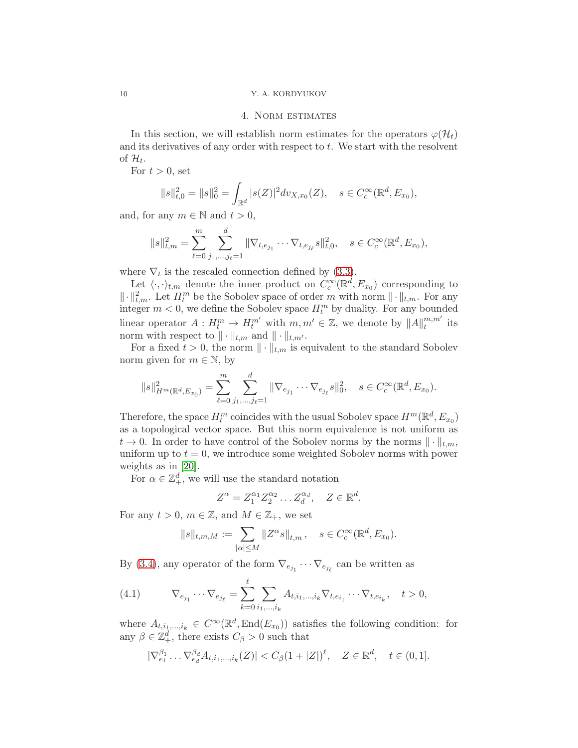## 4. Norm estimates

In this section, we will establish norm estimates for the operators $\varphi(\mathcal{H}_t)$ and its derivatives of any order with respect to $t$. We start with the resolvent of $\mathcal{H}_t$.

For $t>0$, set

$$\|s\|^2_{t,0}=\|s\|^2_0=\int_{\mathbb{R}^d}|s(Z)|^2 dv_{X,x_0}(Z),\quad s\in C^\infty_c(\mathbb{R}^d,E_{x_0}),$$

and, for any $m\in\mathbb{N}$ and $t>0$,

$$\|s\|^2_{t,m}=\sum_{\ell=0}^m\sum_{j_1,\ldots,j_\ell=1}^d\|\nabla_{t,e_{j_1}}\cdots\nabla_{t,e_{j_\ell}}s\|^2_{t,0},\quad s\in C^\infty_c(\mathbb{R}^d,E_{x_0}),$$

where $\nabla_t$ is the rescaled connection defined by (3.3).

Let $\langle\cdot,\cdot\rangle_{t,m}$ denote the inner product on $C^\infty_c(\mathbb{R}^d,E_{x_0})$ corresponding to $\|\cdot\|^2_{t,m}$. Let $H^m_t$ be the Sobolev space of order $m$ with norm $\|\cdot\|_{t,m}$. For any integer $m<0$, we define the Sobolev space $H^m_t$ by duality. For any bounded linear operator $A: H^m_t\to H^{m'}_t$ with $m,m'\in\mathbb{Z}$, we denote by $\|A\|^{m,m'}_t$ its norm with respect to $\|\cdot\|_{t,m}$ and $\|\cdot\|_{t,m'}$.

For a fixed $t>0$, the norm $\|\cdot\|_{t,m}$ is equivalent to the standard Sobolev norm given for $m\in\mathbb{N}$, by

$$\|s\|^2_{H^m(\mathbb{R}^d,E_{x_0})}=\sum_{\ell=0}^m\sum_{j_1,\ldots,j_\ell=1}^d\|\nabla_{e_{j_1}}\cdots\nabla_{e_{j_\ell}}s\|^2_0,\quad s\in C^\infty_c(\mathbb{R}^d,E_{x_0}).$$

Therefore, the space $H^m_t$ coincides with the usual Sobolev space $H^m(\mathbb{R}^d,E_{x_0})$ as a topological vector space. But this norm equivalence is not uniform as $t\to 0$. In order to have control of the Sobolev norms by the norms $\|\cdot\|_{t,m}$, uniform up to $t=0$, we introduce some weighted Sobolev norms with power weights as in [20].

For $\alpha\in\mathbb{Z}^d_+$, we will use the standard notation

$$Z^\alpha=Z_1^{\alpha_1}Z_2^{\alpha_2}\ldots Z_d^{\alpha_d},\quad Z\in\mathbb{R}^d.$$

For any $t>0$, $m\in\mathbb{Z}$, and $M\in\mathbb{Z}_+$, we set

$$\|s\|_{t,m,M}:=\sum_{|\alpha|\leq M}\|Z^\alpha s\|_{t,m},\quad s\in C^\infty_c(\mathbb{R}^d,E_{x_0}).$$

By (3.4), any operator of the form $\nabla_{e_{j_1}}\cdots\nabla_{e_{j_\ell}}$ can be written as

$$\nabla_{e_{j_1}}\cdots\nabla_{e_{j_\ell}}=\sum_{k=0}^{\ell}\sum_{i_1,\ldots,i_k}A_{t,i_1,\ldots,i_k}\nabla_{t,e_{i_1}}\cdots\nabla_{t,e_{i_k}},\quad t>0, \tag{4.1}$$

where $A_{t,i_1,\ldots,i_k}\in C^\infty(\mathbb{R}^d,\operatorname{End}(E_{x_0}))$ satisfies the following condition: for any $\beta\in\mathbb{Z}^d_+$, there exists $C_\beta>0$ such that

$$|\nabla^{\beta_1}_{e_1}\ldots\nabla^{\beta_d}_{e_d}A_{t,i_1,\ldots,i_k}(Z)|<C_\beta(1+|Z|)^\ell,\quad Z\in\mathbb{R}^d,\quad t\in(0,1].$$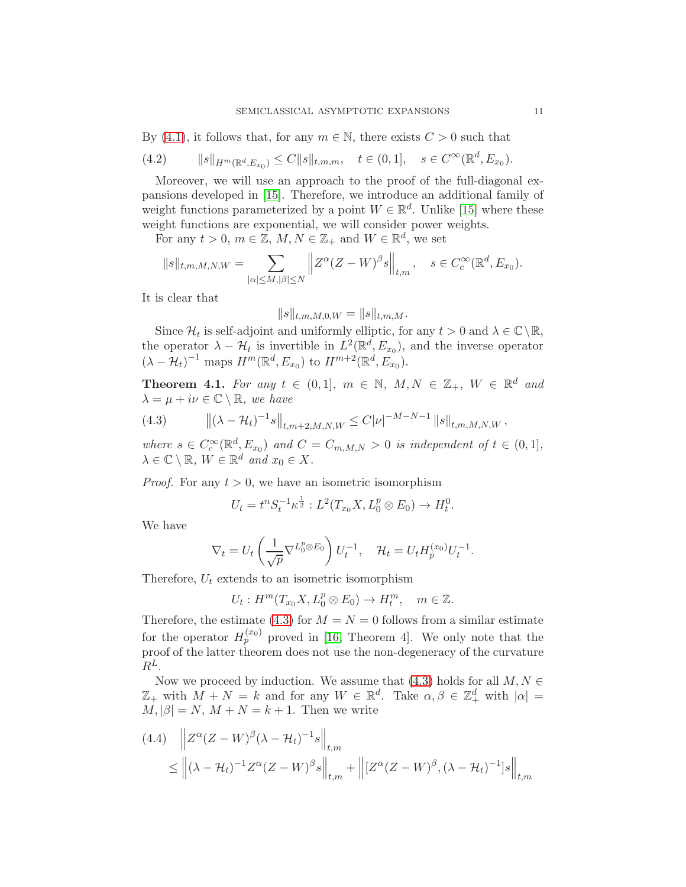By (4.1), it follows that, for any $m \in \mathbb{N}$, there exists $C > 0$ such that

$$\|s\|_{H^m(\mathbb{R}^d, E_{x_0})} \leq C\|s\|_{t,m,m}, \quad t \in (0,1], \quad s \in C^\infty(\mathbb{R}^d, E_{x_0}). \tag{4.2}$$

Moreover, we will use an approach to the proof of the full-diagonal expansions developed in [15]. Therefore, we introduce an additional family of weight functions parameterized by a point $W \in \mathbb{R}^d$. Unlike [15] where these weight functions are exponential, we will consider power weights.

For any $t > 0$, $m \in \mathbb{Z}$, $M, N \in \mathbb{Z}_+$ and $W \in \mathbb{R}^d$, we set

$$\|s\|_{t,m,M,N,W} = \sum_{|\alpha| \leq M, |\beta| \leq N} \left\| Z^\alpha (Z-W)^\beta s \right\|_{t,m}, \quad s \in C_c^\infty(\mathbb{R}^d, E_{x_0}).$$

It is clear that

$$\|s\|_{t,m,M,0,W} = \|s\|_{t,m,M}.$$

Since $\mathcal{H}_t$ is self-adjoint and uniformly elliptic, for any $t > 0$ and $\lambda \in \mathbb{C} \setminus \mathbb{R}$, the operator $\lambda - \mathcal{H}_t$ is invertible in $L^2(\mathbb{R}^d, E_{x_0})$, and the inverse operator $(\lambda - \mathcal{H}_t)^{-1}$ maps $H^m(\mathbb{R}^d, E_{x_0})$ to $H^{m+2}(\mathbb{R}^d, E_{x_0})$.

**Theorem 4.1.** *For any $t \in (0,1]$, $m \in \mathbb{N}$, $M, N \in \mathbb{Z}_+$, $W \in \mathbb{R}^d$ and $\lambda = \mu + i\nu \in \mathbb{C} \setminus \mathbb{R}$, we have*

$$\left\| (\lambda - \mathcal{H}_t)^{-1} s \right\|_{t,m+2,M,N,W} \leq C |\nu|^{-M-N-1} \|s\|_{t,m,M,N,W}, \tag{4.3}$$

*where $s \in C_c^\infty(\mathbb{R}^d, E_{x_0})$ and $C = C_{m,M,N} > 0$ is independent of $t \in (0,1]$, $\lambda \in \mathbb{C} \setminus \mathbb{R}$, $W \in \mathbb{R}^d$ and $x_0 \in X$.*

*Proof.* For any $t > 0$, we have an isometric isomorphism

$$U_t = t^n S_t^{-1} \kappa^{\frac{1}{2}} : L^2(T_{x_0}X, L_0^p \otimes E_0) \to H_t^0.$$

We have

$$\nabla_t = U_t \left( \frac{1}{\sqrt{p}} \nabla^{L_0^p \otimes E_0} \right) U_t^{-1}, \quad \mathcal{H}_t = U_t H_p^{(x_0)} U_t^{-1}.$$

Therefore, $U_t$ extends to an isometric isomorphism

$$U_t : H^m(T_{x_0}X, L_0^p \otimes E_0) \to H_t^m, \quad m \in \mathbb{Z}.$$

Therefore, the estimate (4.3) for $M = N = 0$ follows from a similar estimate for the operator $H_p^{(x_0)}$ proved in [16, Theorem 4]. We only note that the proof of the latter theorem does not use the non-degeneracy of the curvature $R^L$.

Now we proceed by induction. We assume that (4.3) holds for all $M, N \in \mathbb{Z}_+$ with $M + N = k$ and for any $W \in \mathbb{R}^d$. Take $\alpha, \beta \in \mathbb{Z}_+^d$ with $|\alpha| = M, |\beta| = N$, $M + N = k + 1$. Then we write

$$\begin{aligned}
&\left\| Z^\alpha (Z-W)^\beta (\lambda - \mathcal{H}_t)^{-1} s \right\|_{t,m} \\
&\quad \leq \left\| (\lambda - \mathcal{H}_t)^{-1} Z^\alpha (Z-W)^\beta s \right\|_{t,m} + \left\| [Z^\alpha (Z-W)^\beta, (\lambda - \mathcal{H}_t)^{-1}] s \right\|_{t,m}
\end{aligned} \tag{4.4}$$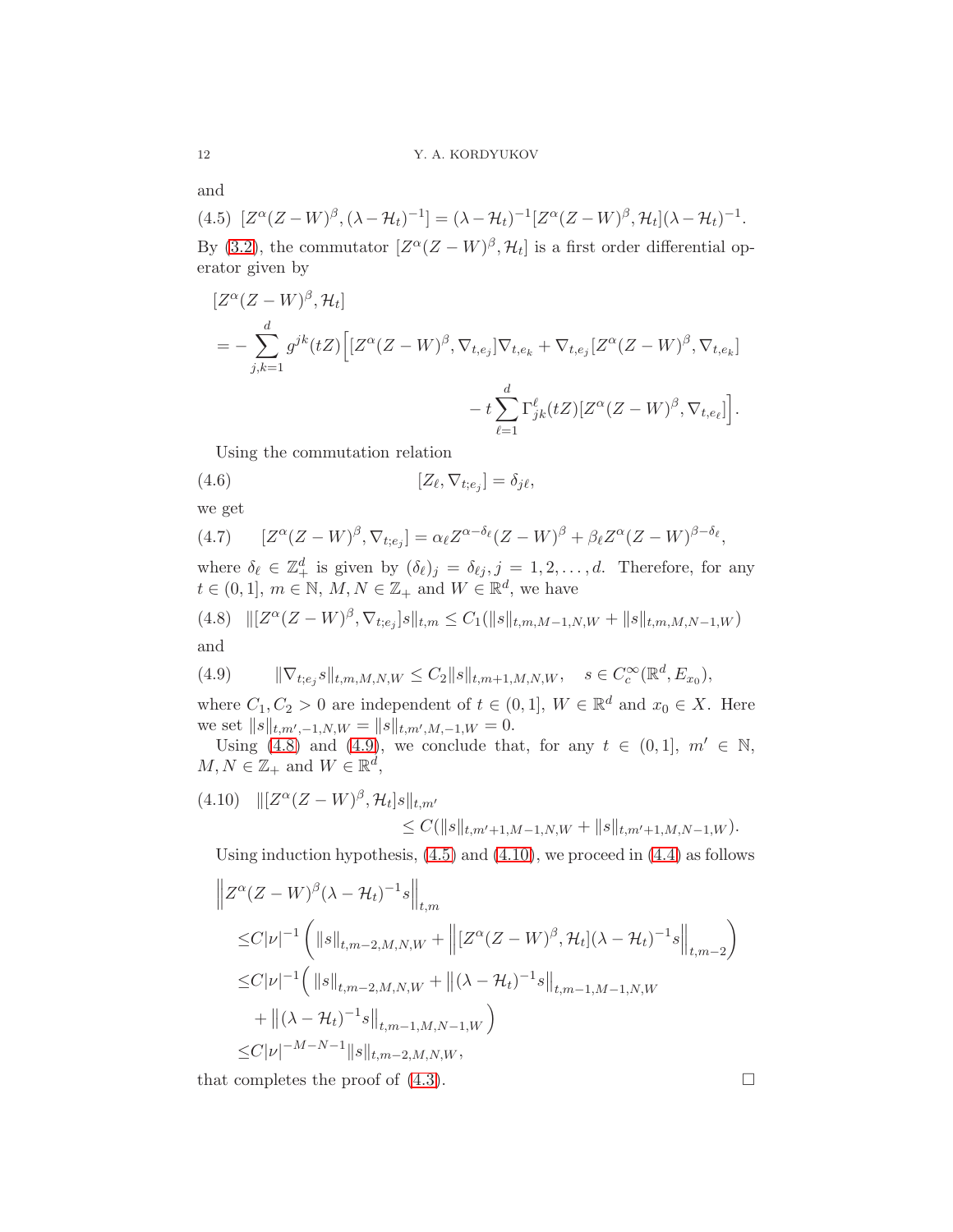and

$$[Z^\alpha(Z-W)^\beta,(\lambda-\mathcal{H}_t)^{-1}]=(\lambda-\mathcal{H}_t)^{-1}[Z^\alpha(Z-W)^\beta,\mathcal{H}_t](\lambda-\mathcal{H}_t)^{-1}. \tag{4.5}$$

By (3.2), the commutator $[Z^\alpha(Z-W)^\beta,\mathcal{H}_t]$ is a first order differential operator given by

$$\begin{aligned}
&[Z^\alpha(Z-W)^\beta,\mathcal{H}_t]\\
&=-\sum_{j,k=1}^{d} g^{jk}(tZ)\Big[[Z^\alpha(Z-W)^\beta,\nabla_{t,e_j}]\nabla_{t,e_k}+\nabla_{t,e_j}[Z^\alpha(Z-W)^\beta,\nabla_{t,e_k}]\\
&\qquad\qquad -t\sum_{\ell=1}^{d}\Gamma^{\ell}_{jk}(tZ)[Z^\alpha(Z-W)^\beta,\nabla_{t,e_\ell}]\Big].
\end{aligned}$$

Using the commutation relation

$$[Z_\ell,\nabla_{t;e_j}]=\delta_{j\ell}, \tag{4.6}$$

we get

$$[Z^\alpha(Z-W)^\beta,\nabla_{t;e_j}]=\alpha_\ell Z^{\alpha-\delta_\ell}(Z-W)^\beta+\beta_\ell Z^\alpha(Z-W)^{\beta-\delta_\ell}, \tag{4.7}$$

where $\delta_\ell\in\mathbb{Z}^d_+$ is given by $(\delta_\ell)_j=\delta_{\ell j}, j=1,2,\ldots,d$. Therefore, for any $t\in(0,1]$, $m\in\mathbb{N}$, $M,N\in\mathbb{Z}_+$ and $W\in\mathbb{R}^d$, we have

$$\|[Z^\alpha(Z-W)^\beta,\nabla_{t;e_j}]s\|_{t,m}\leq C_1(\|s\|_{t,m,M-1,N,W}+\|s\|_{t,m,M,N-1,W}) \tag{4.8}$$

and

$$\|\nabla_{t;e_j}s\|_{t,m,M,N,W}\leq C_2\|s\|_{t,m+1,M,N,W},\quad s\in C^\infty_c(\mathbb{R}^d,E_{x_0}), \tag{4.9}$$

where $C_1,C_2>0$ are independent of $t\in(0,1]$, $W\in\mathbb{R}^d$ and $x_0\in X$. Here we set $\|s\|_{t,m',-1,N,W}=\|s\|_{t,m',M,-1,W}=0$.

Using (4.8) and (4.9), we conclude that, for any $t\in(0,1]$, $m'\in\mathbb{N}$, $M,N\in\mathbb{Z}_+$ and $W\in\mathbb{R}^d$,

$$\begin{aligned}
\|[Z^\alpha(Z-W)^\beta,\mathcal{H}_t]s\|_{t,m'}&\\
&\leq C(\|s\|_{t,m'+1,M-1,N,W}+\|s\|_{t,m'+1,M,N-1,W}).
\end{aligned}\tag{4.10}$$

Using induction hypothesis, (4.5) and (4.10), we proceed in (4.4) as follows

$$\begin{aligned}
&\left\|Z^\alpha(Z-W)^\beta(\lambda-\mathcal{H}_t)^{-1}s\right\|_{t,m}\\
&\leq C|\nu|^{-1}\left(\|s\|_{t,m-2,M,N,W}+\left\|[Z^\alpha(Z-W)^\beta,\mathcal{H}_t](\lambda-\mathcal{H}_t)^{-1}s\right\|_{t,m-2}\right)\\
&\leq C|\nu|^{-1}\Big(\|s\|_{t,m-2,M,N,W}+\left\|(\lambda-\mathcal{H}_t)^{-1}s\right\|_{t,m-1,M-1,N,W}\\
&\quad+\left\|(\lambda-\mathcal{H}_t)^{-1}s\right\|_{t,m-1,M,N-1,W}\Big)\\
&\leq C|\nu|^{-M-N-1}\|s\|_{t,m-2,M,N,W},
\end{aligned}$$

that completes the proof of (4.3). □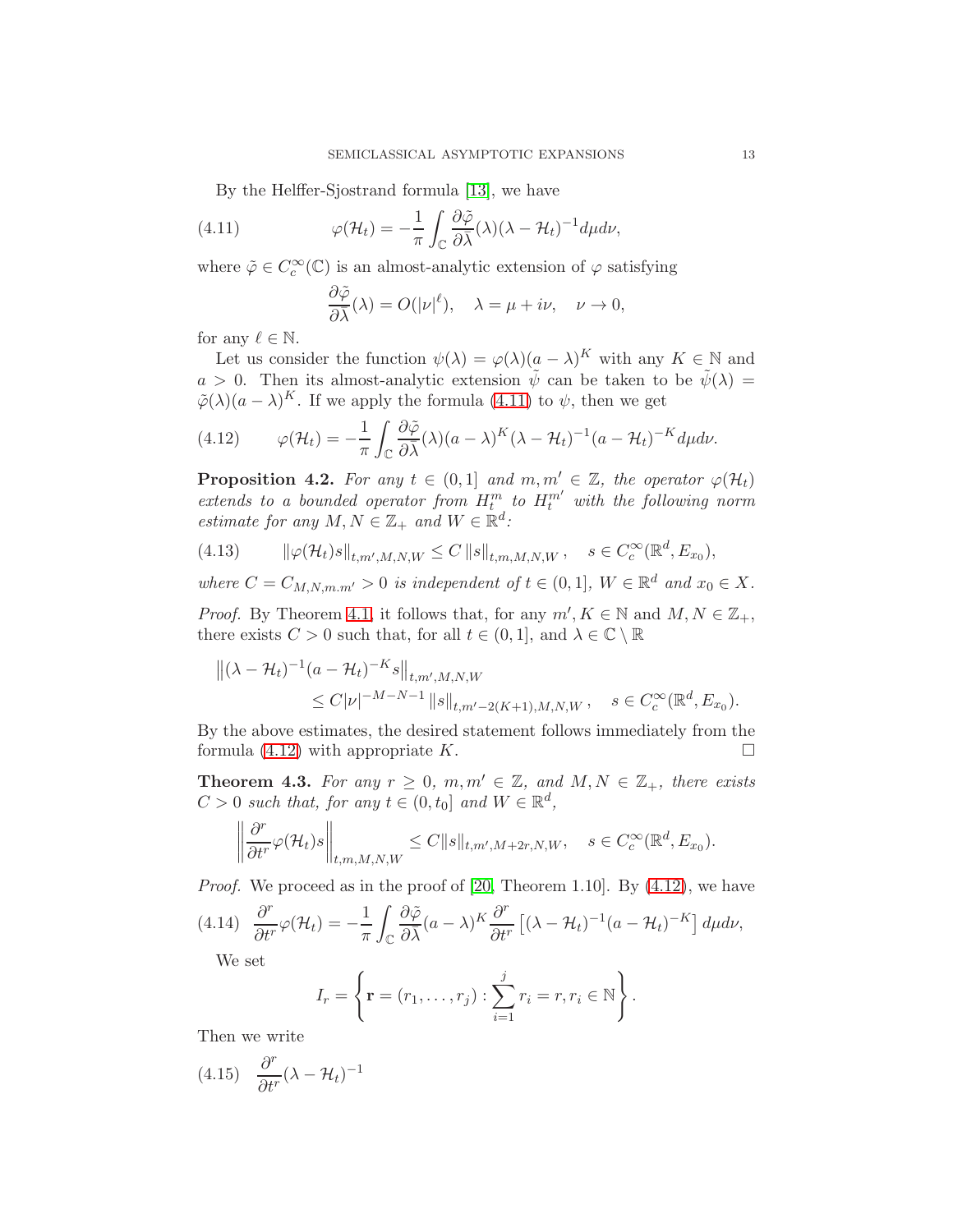By the Helffer-Sjostrand formula [13], we have

$$\varphi(\mathcal{H}_t) = -\frac{1}{\pi}\int_{\mathbb{C}} \frac{\partial \tilde{\varphi}}{\partial \bar{\lambda}}(\lambda)(\lambda - \mathcal{H}_t)^{-1} d\mu d\nu, \tag{4.11}$$

where $\tilde{\varphi} \in C_c^\infty(\mathbb{C})$ is an almost-analytic extension of $\varphi$ satisfying

$$\frac{\partial \tilde{\varphi}}{\partial \bar{\lambda}}(\lambda) = O(|\nu|^\ell), \quad \lambda = \mu + i\nu, \quad \nu \to 0,$$

for any $\ell \in \mathbb{N}$.

Let us consider the function $\psi(\lambda) = \varphi(\lambda)(a-\lambda)^K$ with any $K \in \mathbb{N}$ and $a > 0$. Then its almost-analytic extension $\tilde{\psi}$ can be taken to be $\tilde{\psi}(\lambda) = \tilde{\varphi}(\lambda)(a-\lambda)^K$. If we apply the formula (4.11) to $\psi$, then we get

$$\varphi(\mathcal{H}_t) = -\frac{1}{\pi}\int_{\mathbb{C}} \frac{\partial \tilde{\varphi}}{\partial \bar{\lambda}}(\lambda)(a-\lambda)^K(\lambda - \mathcal{H}_t)^{-1}(a - \mathcal{H}_t)^{-K} d\mu d\nu. \tag{4.12}$$

**Proposition 4.2.** *For any $t \in (0,1]$ and $m, m' \in \mathbb{Z}$, the operator $\varphi(\mathcal{H}_t)$ extends to a bounded operator from $H_t^m$ to $H_t^{m'}$ with the following norm estimate for any $M, N \in \mathbb{Z}_+$ and $W \in \mathbb{R}^d$:*

$$\|\varphi(\mathcal{H}_t)s\|_{t,m',M,N,W} \leq C\,\|s\|_{t,m,M,N,W}\,, \quad s \in C_c^\infty(\mathbb{R}^d, E_{x_0}), \tag{4.13}$$

*where $C = C_{M,N,m.m'} > 0$ is independent of $t \in (0,1]$, $W \in \mathbb{R}^d$ and $x_0 \in X$.*

*Proof.* By Theorem 4.1, it follows that, for any $m', K \in \mathbb{N}$ and $M, N \in \mathbb{Z}_+$, there exists $C > 0$ such that, for all $t \in (0,1]$, and $\lambda \in \mathbb{C}\setminus\mathbb{R}$

$$\begin{aligned}
&\left\|(\lambda - \mathcal{H}_t)^{-1}(a-\mathcal{H}_t)^{-K}s\right\|_{t,m',M,N,W} \\
&\qquad \leq C|\nu|^{-M-N-1}\,\|s\|_{t,m'-2(K+1),M,N,W}\,, \quad s \in C_c^\infty(\mathbb{R}^d, E_{x_0}).
\end{aligned}$$

By the above estimates, the desired statement follows immediately from the formula (4.12) with appropriate $K$. $\square$

**Theorem 4.3.** *For any $r \geq 0$, $m, m' \in \mathbb{Z}$, and $M, N \in \mathbb{Z}_+$, there exists $C > 0$ such that, for any $t \in (0, t_0]$ and $W \in \mathbb{R}^d$,*

$$\left\|\frac{\partial^r}{\partial t^r}\varphi(\mathcal{H}_t)s\right\|_{t,m,M,N,W} \leq C\|s\|_{t,m',M+2r,N,W}, \quad s \in C_c^\infty(\mathbb{R}^d, E_{x_0}).$$

*Proof.* We proceed as in the proof of [20, Theorem 1.10]. By (4.12), we have

$$\frac{\partial^r}{\partial t^r}\varphi(\mathcal{H}_t) = -\frac{1}{\pi}\int_{\mathbb{C}} \frac{\partial \tilde{\varphi}}{\partial \bar{\lambda}}(a-\lambda)^K \frac{\partial^r}{\partial t^r}\left[(\lambda - \mathcal{H}_t)^{-1}(a-\mathcal{H}_t)^{-K}\right] d\mu d\nu, \tag{4.14}$$

We set

$$I_r = \left\{\mathbf{r} = (r_1, \ldots, r_j) : \sum_{i=1}^{j} r_i = r, r_i \in \mathbb{N}\right\}.$$

Then we write

$$\frac{\partial^r}{\partial t^r}(\lambda - \mathcal{H}_t)^{-1} \tag{4.15}$$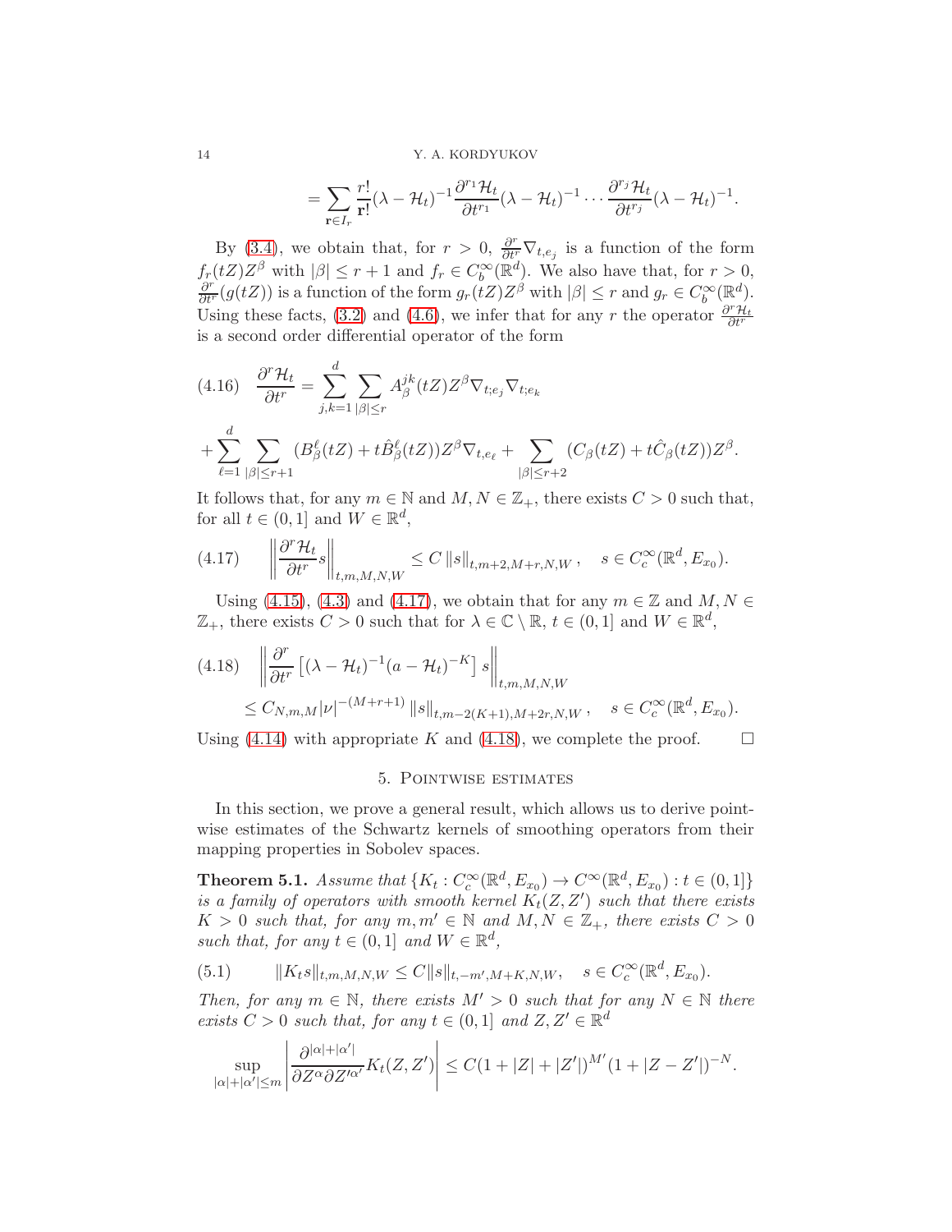$$= \sum_{\mathbf{r}\in I_r} \frac{r!}{\mathbf{r}!}(\lambda-\mathcal{H}_t)^{-1}\frac{\partial^{r_1}\mathcal{H}_t}{\partial t^{r_1}}(\lambda-\mathcal{H}_t)^{-1}\cdots\frac{\partial^{r_j}\mathcal{H}_t}{\partial t^{r_j}}(\lambda-\mathcal{H}_t)^{-1}.$$

By (3.4), we obtain that, for $r>0$, $\frac{\partial^r}{\partial t^r}\nabla_{t,e_j}$ is a function of the form $f_r(tZ)Z^\beta$ with $|\beta|\leq r+1$ and $f_r\in C_b^\infty(\mathbb{R}^d)$. We also have that, for $r>0$, $\frac{\partial^r}{\partial t^r}(g(tZ))$ is a function of the form $g_r(tZ)Z^\beta$ with $|\beta|\leq r$ and $g_r\in C_b^\infty(\mathbb{R}^d)$. Using these facts, (3.2) and (4.6), we infer that for any $r$ the operator $\frac{\partial^r\mathcal{H}_t}{\partial t^r}$ is a second order differential operator of the form

$$(4.16)\quad \frac{\partial^r\mathcal{H}_t}{\partial t^r}=\sum_{j,k=1}^d\sum_{|\beta|\leq r}A_\beta^{jk}(tZ)Z^\beta\nabla_{t;e_j}\nabla_{t;e_k}$$

$$+\sum_{\ell=1}^d\sum_{|\beta|\leq r+1}(B_\beta^\ell(tZ)+t\hat{B}_\beta^\ell(tZ))Z^\beta\nabla_{t,e_\ell}+\sum_{|\beta|\leq r+2}(C_\beta(tZ)+t\hat{C}_\beta(tZ))Z^\beta.$$

It follows that, for any $m\in\mathbb{N}$ and $M,N\in\mathbb{Z}_+$, there exists $C>0$ such that, for all $t\in(0,1]$ and $W\in\mathbb{R}^d$,

$$(4.17)\quad \left\|\frac{\partial^r\mathcal{H}_t}{\partial t^r}s\right\|_{t,m,M,N,W}\leq C\,\|s\|_{t,m+2,M+r,N,W}\,,\quad s\in C_c^\infty(\mathbb{R}^d,E_{x_0}).$$

Using (4.15), (4.3) and (4.17), we obtain that for any $m\in\mathbb{Z}$ and $M,N\in\mathbb{Z}_+$, there exists $C>0$ such that for $\lambda\in\mathbb{C}\setminus\mathbb{R}$, $t\in(0,1]$ and $W\in\mathbb{R}^d$,

$$(4.18)\quad \left\|\frac{\partial^r}{\partial t^r}\left[(\lambda-\mathcal{H}_t)^{-1}(a-\mathcal{H}_t)^{-K}\right]s\right\|_{t,m,M,N,W}$$

$$\leq C_{N,m,M}|\nu|^{-(M+r+1)}\,\|s\|_{t,m-2(K+1),M+2r,N,W}\,,\quad s\in C_c^\infty(\mathbb{R}^d,E_{x_0}).$$

Using (4.14) with appropriate $K$ and (4.18), we complete the proof. $\square$

## 5. Pointwise estimates

In this section, we prove a general result, which allows us to derive pointwise estimates of the Schwartz kernels of smoothing operators from their mapping properties in Sobolev spaces.

**Theorem 5.1.** *Assume that $\{K_t : C_c^\infty(\mathbb{R}^d,E_{x_0})\to C^\infty(\mathbb{R}^d,E_{x_0}) : t\in(0,1]\}$ is a family of operators with smooth kernel $K_t(Z,Z')$ such that there exists $K>0$ such that, for any $m,m'\in\mathbb{N}$ and $M,N\in\mathbb{Z}_+$, there exists $C>0$ such that, for any $t\in(0,1]$ and $W\in\mathbb{R}^d$,*

$$(5.1)\qquad \|K_ts\|_{t,m,M,N,W}\leq C\|s\|_{t,-m',M+K,N,W},\quad s\in C_c^\infty(\mathbb{R}^d,E_{x_0}).$$

*Then, for any $m\in\mathbb{N}$, there exists $M'>0$ such that for any $N\in\mathbb{N}$ there exists $C>0$ such that, for any $t\in(0,1]$ and $Z,Z'\in\mathbb{R}^d$*

$$\sup_{|\alpha|+|\alpha'|\leq m}\left|\frac{\partial^{|\alpha|+|\alpha'|}}{\partial Z^\alpha\partial Z'^{\alpha'}}K_t(Z,Z')\right|\leq C(1+|Z|+|Z'|)^{M'}(1+|Z-Z'|)^{-N}.$$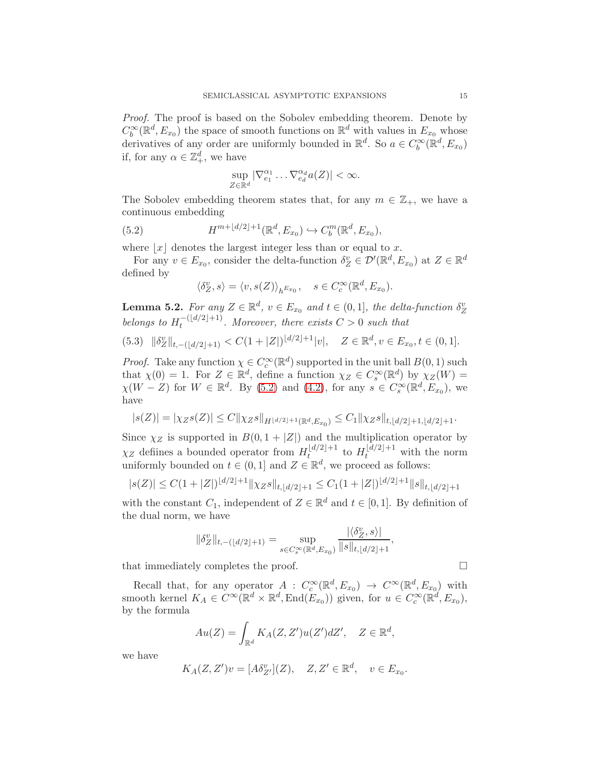*Proof.* The proof is based on the Sobolev embedding theorem. Denote by $C^\infty_b(\mathbb{R}^d, E_{x_0})$ the space of smooth functions on $\mathbb{R}^d$ with values in $E_{x_0}$ whose derivatives of any order are uniformly bounded in $\mathbb{R}^d$. So $a \in C^\infty_b(\mathbb{R}^d, E_{x_0})$ if, for any $\alpha \in \mathbb{Z}^d_+$, we have

$$\sup_{Z\in\mathbb{R}^d} |\nabla^{\alpha_1}_{e_1} \dots \nabla^{\alpha_d}_{e_d} a(Z)| < \infty.$$

The Sobolev embedding theorem states that, for any $m \in \mathbb{Z}_+$, we have a continuous embedding

$$H^{m+\lfloor d/2\rfloor+1}(\mathbb{R}^d, E_{x_0}) \hookrightarrow C^m_b(\mathbb{R}^d, E_{x_0}), \tag{5.2}$$

where $\lfloor x\rfloor$ denotes the largest integer less than or equal to $x$.

For any $v \in E_{x_0}$, consider the delta-function $\delta^v_Z \in \mathcal{D}'(\mathbb{R}^d, E_{x_0})$ at $Z \in \mathbb{R}^d$ defined by

$$\langle \delta^v_Z, s\rangle = \langle v, s(Z)\rangle_{h^{E_{x_0}}}, \quad s \in C^\infty_c(\mathbb{R}^d, E_{x_0}).$$

**Lemma 5.2.** *For any $Z \in \mathbb{R}^d$, $v \in E_{x_0}$ and $t \in (0, 1]$, the delta-function $\delta^v_Z$ belongs to $H_t^{-(\lfloor d/2\rfloor+1)}$. Moreover, there exists $C > 0$ such that*

$$\|\delta^v_Z\|_{t,-(\lfloor d/2\rfloor+1)} < C(1 + |Z|)^{\lfloor d/2\rfloor+1}|v|, \quad Z \in \mathbb{R}^d, v \in E_{x_0}, t \in (0, 1]. \tag{5.3}$$

*Proof.* Take any function $\chi \in C^\infty_c(\mathbb{R}^d)$ supported in the unit ball $B(0, 1)$ such that $\chi(0) = 1$. For $Z \in \mathbb{R}^d$, define a function $\chi_Z \in C^\infty_s(\mathbb{R}^d)$ by $\chi_Z(W) = \chi(W - Z)$ for $W \in \mathbb{R}^d$. By (5.2) and (4.2), for any $s \in C^\infty_s(\mathbb{R}^d, E_{x_0})$, we have

$$|s(Z)| = |\chi_Z s(Z)| \le C\|\chi_Z s\|_{H^{\lfloor d/2\rfloor+1}(\mathbb{R}^d,E_{x_0})} \le C_1\|\chi_Z s\|_{t,\lfloor d/2\rfloor+1,\lfloor d/2\rfloor+1}.$$

Since $\chi_Z$ is supported in $B(0, 1 + |Z|)$ and the multiplication operator by $\chi_Z$ defiines a bounded operator from $H_t^{\lfloor d/2\rfloor+1}$ to $H_t^{\lfloor d/2\rfloor+1}$ with the norm uniformly bounded on $t \in (0, 1]$ and $Z \in \mathbb{R}^d$, we proceed as follows:

$$|s(Z)| \le C(1 + |Z|)^{\lfloor d/2\rfloor+1}\|\chi_Z s\|_{t,\lfloor d/2\rfloor+1} \le C_1(1 + |Z|)^{\lfloor d/2\rfloor+1}\|s\|_{t,\lfloor d/2\rfloor+1}$$

with the constant $C_1$, independent of $Z \in \mathbb{R}^d$ and $t \in [0, 1]$. By definition of the dual norm, we have

$$\|\delta^v_Z\|_{t,-(\lfloor d/2\rfloor+1)} = \sup_{s\in C^\infty_s(\mathbb{R}^d,E_{x_0})} \frac{|\langle \delta^v_Z, s\rangle|}{\|s\|_{t,\lfloor d/2\rfloor+1}},$$

that immediately completes the proof. $\square$

Recall that, for any operator $A : C^\infty_c(\mathbb{R}^d, E_{x_0}) \to C^\infty(\mathbb{R}^d, E_{x_0})$ with smooth kernel $K_A \in C^\infty(\mathbb{R}^d \times \mathbb{R}^d, \mathrm{End}(E_{x_0}))$ given, for $u \in C^\infty_c(\mathbb{R}^d, E_{x_0})$, by the formula

$$Au(Z) = \int_{\mathbb{R}^d} K_A(Z, Z')u(Z')dZ', \quad Z \in \mathbb{R}^d,$$

we have

$$K_A(Z, Z')v = [A\delta^v_{Z'}](Z), \quad Z, Z' \in \mathbb{R}^d, \quad v \in E_{x_0}.$$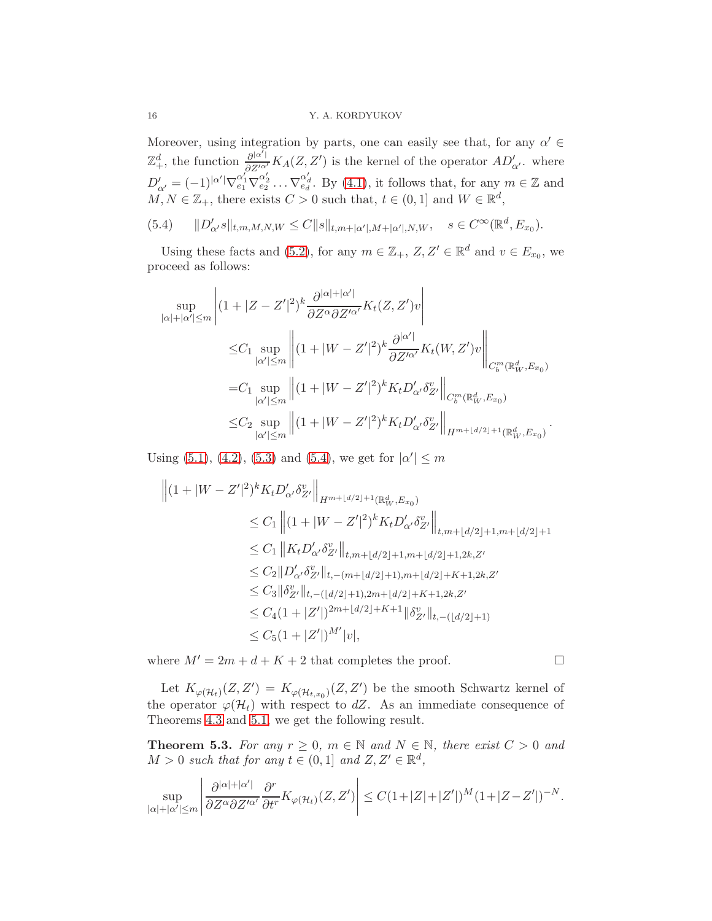Moreover, using integration by parts, one can easily see that, for any $\alpha' \in \mathbb{Z}_+^d$, the function $\frac{\partial^{|\alpha'|}}{\partial Z'^{\alpha'}} K_A(Z,Z')$ is the kernel of the operator $AD'_{\alpha'}$. where $D'_{\alpha'} = (-1)^{|\alpha'|}\nabla_{e_1}^{\alpha'_1}\nabla_{e_2}^{\alpha'_2}\dots\nabla_{e_d}^{\alpha'_d}$. By (4.1), it follows that, for any $m\in\mathbb{Z}$ and $M,N\in\mathbb{Z}_+$, there exists $C>0$ such that, $t\in(0,1]$ and $W\in\mathbb{R}^d$,

$$
\|D'_{\alpha'}s\|_{t,m,M,N,W} \leq C\|s\|_{t,m+|\alpha'|,M+|\alpha'|,N,W}, \quad s\in C^\infty(\mathbb{R}^d,E_{x_0}). \tag{5.4}
$$

Using these facts and (5.2), for any $m\in\mathbb{Z}_+$, $Z,Z'\in\mathbb{R}^d$ and $v\in E_{x_0}$, we proceed as follows:

$$
\begin{aligned}
\sup_{|\alpha|+|\alpha'|\leq m} & \left|(1+|Z-Z'|^2)^k \frac{\partial^{|\alpha|+|\alpha'|}}{\partial Z^\alpha \partial Z'^{\alpha'}} K_t(Z,Z')v\right| \\
& \leq C_1 \sup_{|\alpha'|\leq m} \left\|(1+|W-Z'|^2)^k \frac{\partial^{|\alpha'|}}{\partial Z'^{\alpha'}} K_t(W,Z')v\right\|_{C^m_b(\mathbb{R}^d_W,E_{x_0})} \\
& = C_1 \sup_{|\alpha'|\leq m} \left\|(1+|W-Z'|^2)^k K_t D'_{\alpha'}\delta^v_{Z'}\right\|_{C^m_b(\mathbb{R}^d_W,E_{x_0})} \\
& \leq C_2 \sup_{|\alpha'|\leq m} \left\|(1+|W-Z'|^2)^k K_t D'_{\alpha'}\delta^v_{Z'}\right\|_{H^{m+\lfloor d/2\rfloor+1}(\mathbb{R}^d_W,E_{x_0})}.
\end{aligned}
$$

Using (5.1), (4.2), (5.3) and (5.4), we get for $|\alpha'|\leq m$

$$
\begin{aligned}
\Big\|(1+|W-Z'|^2)^k & K_t D'_{\alpha'}\delta^v_{Z'}\Big\|_{H^{m+\lfloor d/2\rfloor+1}(\mathbb{R}^d_W,E_{x_0})} \\
& \leq C_1 \left\|(1+|W-Z'|^2)^k K_t D'_{\alpha'}\delta^v_{Z'}\right\|_{t,m+\lfloor d/2\rfloor+1,m+\lfloor d/2\rfloor+1} \\
& \leq C_1 \left\|K_t D'_{\alpha'}\delta^v_{Z'}\right\|_{t,m+\lfloor d/2\rfloor+1,m+\lfloor d/2\rfloor+1,2k,Z'} \\
& \leq C_2 \|D'_{\alpha'}\delta^v_{Z'}\|_{t,-(m+\lfloor d/2\rfloor+1),m+\lfloor d/2\rfloor+K+1,2k,Z'} \\
& \leq C_3 \|\delta^v_{Z'}\|_{t,-(\lfloor d/2\rfloor+1),2m+\lfloor d/2\rfloor+K+1,2k,Z'} \\
& \leq C_4 (1+|Z'|)^{2m+\lfloor d/2\rfloor+K+1} \|\delta^v_{Z'}\|_{t,-(\lfloor d/2\rfloor+1)} \\
& \leq C_5 (1+|Z'|)^{M'}|v|,
\end{aligned}
$$

where $M' = 2m+d+K+2$ that completes the proof. □

Let $K_{\varphi(\mathcal{H}_t)}(Z,Z') = K_{\varphi(\mathcal{H}_{t,x_0})}(Z,Z')$ be the smooth Schwartz kernel of the operator $\varphi(\mathcal{H}_t)$ with respect to $dZ$. As an immediate consequence of Theorems 4.3 and 5.1, we get the following result.

**Theorem 5.3.** *For any $r\geq 0$, $m\in\mathbb{N}$ and $N\in\mathbb{N}$, there exist $C>0$ and $M>0$ such that for any $t\in(0,1]$ and $Z,Z'\in\mathbb{R}^d$,*

$$
\sup_{|\alpha|+|\alpha'|\leq m}\left|\frac{\partial^{|\alpha|+|\alpha'|}}{\partial Z^\alpha \partial Z'^{\alpha'}}\frac{\partial^r}{\partial t^r}K_{\varphi(\mathcal{H}_t)}(Z,Z')\right| \leq C(1+|Z|+|Z'|)^M(1+|Z-Z'|)^{-N}.
$$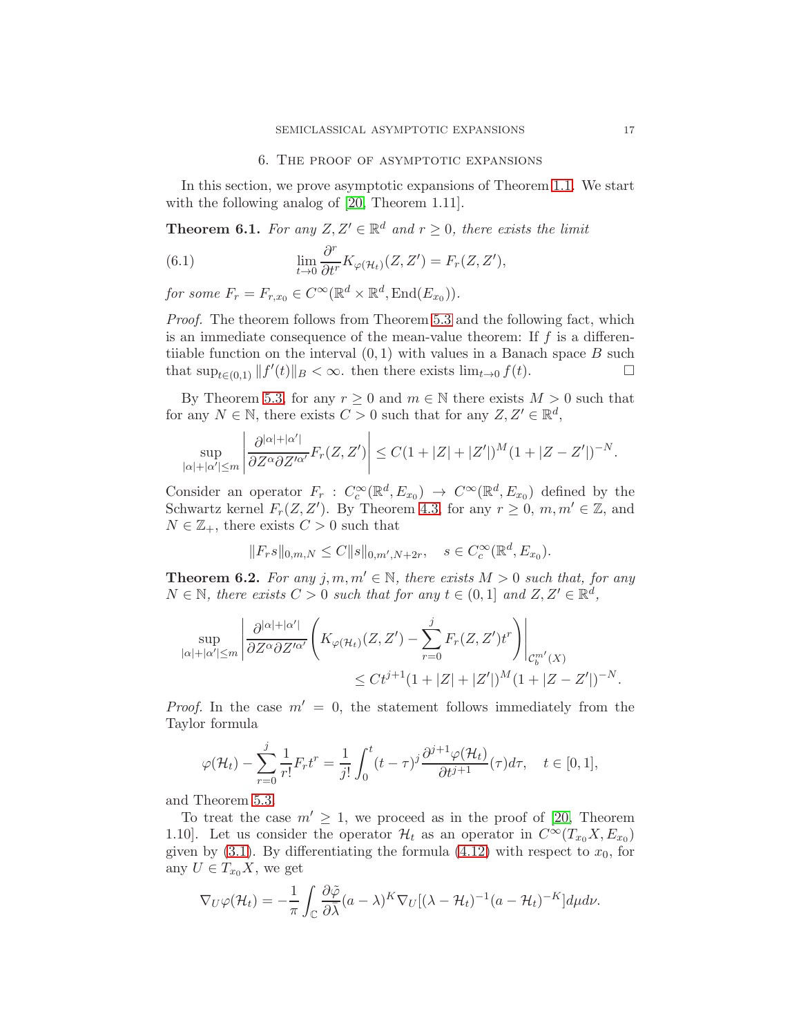## 6. The proof of asymptotic expansions

In this section, we prove asymptotic expansions of Theorem 1.1. We start with the following analog of [20, Theorem 1.11].

**Theorem 6.1.** *For any $Z, Z' \in \mathbb{R}^d$ and $r \geq 0$, there exists the limit*

$$\lim_{t\to 0} \frac{\partial^r}{\partial t^r} K_{\varphi(\mathcal{H}_t)}(Z, Z') = F_r(Z, Z'), \tag{6.1}$$

*for some $F_r = F_{r,x_0} \in C^\infty(\mathbb{R}^d \times \mathbb{R}^d, \operatorname{End}(E_{x_0}))$.*

*Proof.* The theorem follows from Theorem 5.3 and the following fact, which is an immediate consequence of the mean-value theorem: If $f$ is a differentiiable function on the interval $(0, 1)$ with values in a Banach space $B$ such that $\sup_{t\in(0,1)} \|f'(t)\|_B < \infty$. then there exists $\lim_{t\to 0} f(t)$. □

By Theorem 5.3, for any $r \geq 0$ and $m \in \mathbb{N}$ there exists $M > 0$ such that for any $N \in \mathbb{N}$, there exists $C > 0$ such that for any $Z, Z' \in \mathbb{R}^d$,

$$\sup_{|\alpha|+|\alpha'|\leq m} \left| \frac{\partial^{|\alpha|+|\alpha'|}}{\partial Z^\alpha \partial Z'^{\alpha'}} F_r(Z, Z') \right| \leq C(1 + |Z| + |Z'|)^M (1 + |Z - Z'|)^{-N}.$$

Consider an operator $F_r : C^\infty_c(\mathbb{R}^d, E_{x_0}) \to C^\infty(\mathbb{R}^d, E_{x_0})$ defined by the Schwartz kernel $F_r(Z, Z')$. By Theorem 4.3, for any $r \geq 0$, $m, m' \in \mathbb{Z}$, and $N \in \mathbb{Z}_+$, there exists $C > 0$ such that

$$\|F_r s\|_{0,m,N} \leq C\|s\|_{0,m',N+2r}, \quad s \in C^\infty_c(\mathbb{R}^d, E_{x_0}).$$

**Theorem 6.2.** *For any $j, m, m' \in \mathbb{N}$, there exists $M > 0$ such that, for any $N \in \mathbb{N}$, there exists $C > 0$ such that for any $t \in (0, 1]$ and $Z, Z' \in \mathbb{R}^d$,*

$$\sup_{|\alpha|+|\alpha'|\leq m} \left| \frac{\partial^{|\alpha|+|\alpha'|}}{\partial Z^\alpha \partial Z'^{\alpha'}} \left( K_{\varphi(\mathcal{H}_t)}(Z, Z') - \sum_{r=0}^{j} F_r(Z, Z') t^r \right) \right|_{\mathcal{C}^{m'}_b(X)} \leq C t^{j+1} (1 + |Z| + |Z'|)^M (1 + |Z - Z'|)^{-N}.$$

*Proof.* In the case $m' = 0$, the statement follows immediately from the Taylor formula

$$\varphi(\mathcal{H}_t) - \sum_{r=0}^{j} \frac{1}{r!} F_r t^r = \frac{1}{j!} \int_0^t (t - \tau)^j \frac{\partial^{j+1} \varphi(\mathcal{H}_t)}{\partial t^{j+1}}(\tau) d\tau, \quad t \in [0, 1],$$

and Theorem 5.3.

To treat the case $m' \geq 1$, we proceed as in the proof of [20, Theorem 1.10]. Let us consider the operator $\mathcal{H}_t$ as an operator in $C^\infty(T_{x_0}X, E_{x_0})$ given by (3.1). By differentiating the formula (4.12) with respect to $x_0$, for any $U \in T_{x_0}X$, we get

$$\nabla_U \varphi(\mathcal{H}_t) = -\frac{1}{\pi} \int_{\mathbb{C}} \frac{\partial \tilde{\varphi}}{\partial \bar{\lambda}} (a - \lambda)^K \nabla_U [(\lambda - \mathcal{H}_t)^{-1} (a - \mathcal{H}_t)^{-K}] d\mu d\nu.$$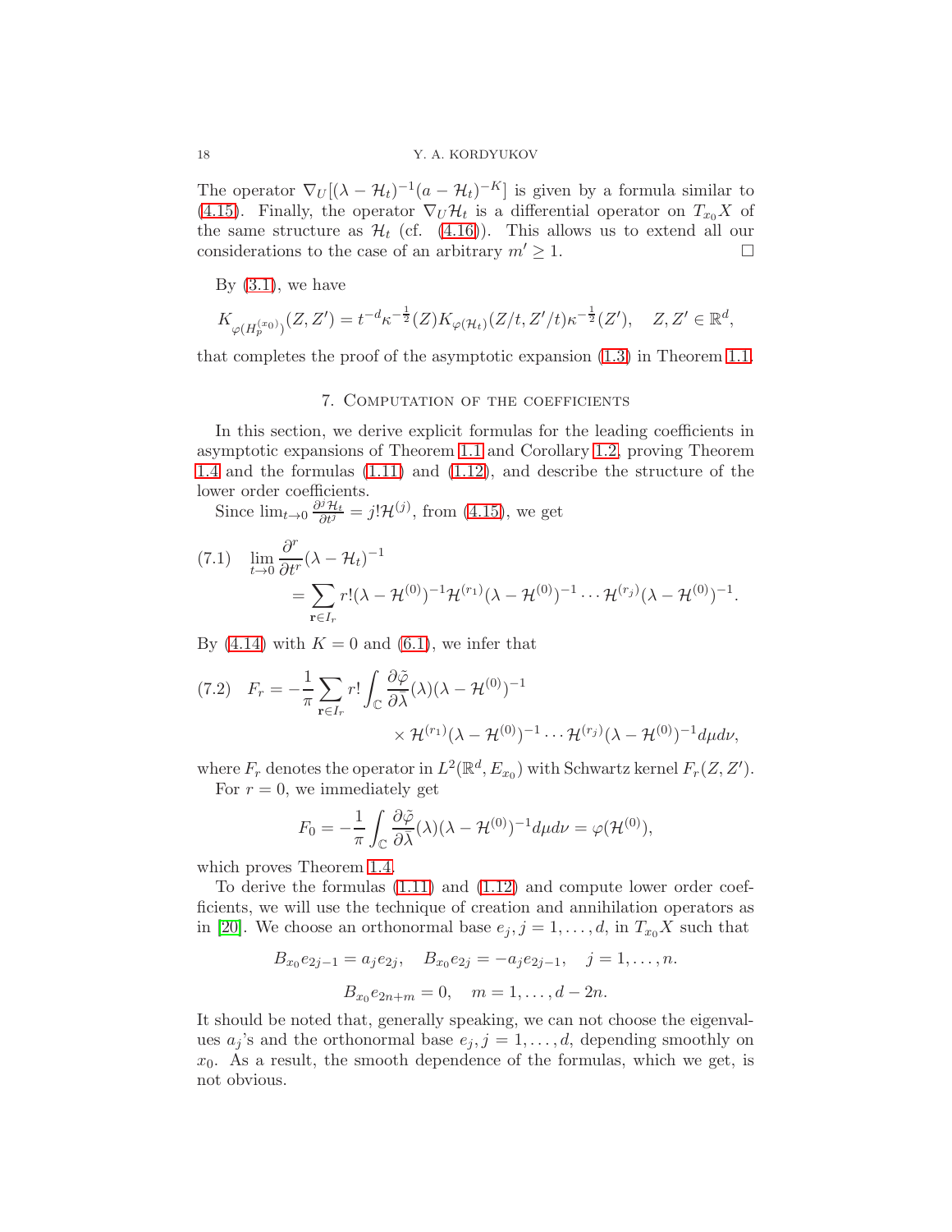The operator $\nabla_U[(\lambda-\mathcal{H}_t)^{-1}(a-\mathcal{H}_t)^{-K}]$ is given by a formula similar to (4.15). Finally, the operator $\nabla_U\mathcal{H}_t$ is a differential operator on $T_{x_0}X$ of the same structure as $\mathcal{H}_t$ (cf. (4.16)). This allows us to extend all our considerations to the case of an arbitrary $m'\geq 1$. ☐

By (3.1), we have

$$K_{\varphi(H_p^{(x_0)})}(Z,Z')=t^{-d}\kappa^{-\frac{1}{2}}(Z)K_{\varphi(\mathcal{H}_t)}(Z/t,Z'/t)\kappa^{-\frac{1}{2}}(Z'),\quad Z,Z'\in\mathbb{R}^d,$$

that completes the proof of the asymptotic expansion (1.3) in Theorem 1.1.

## 7. Computation of the coefficients

In this section, we derive explicit formulas for the leading coefficients in asymptotic expansions of Theorem 1.1 and Corollary 1.2, proving Theorem 1.4 and the formulas (1.11) and (1.12), and describe the structure of the lower order coefficients.

Since $\lim_{t\to 0}\frac{\partial^j\mathcal{H}_t}{\partial t^j}=j!\mathcal{H}^{(j)}$, from (4.15), we get

$$(7.1)\quad \lim_{t\to 0}\frac{\partial^r}{\partial t^r}(\lambda-\mathcal{H}_t)^{-1} =\sum_{\mathbf{r}\in I_r} r!(\lambda-\mathcal{H}^{(0)})^{-1}\mathcal{H}^{(r_1)}(\lambda-\mathcal{H}^{(0)})^{-1}\cdots\mathcal{H}^{(r_j)}(\lambda-\mathcal{H}^{(0)})^{-1}.$$

By (4.14) with $K=0$ and (6.1), we infer that

$$(7.2)\quad F_r=-\frac{1}{\pi}\sum_{\mathbf{r}\in I_r} r!\int_{\mathbb{C}}\frac{\partial\tilde{\varphi}}{\partial\bar{\lambda}}(\lambda)(\lambda-\mathcal{H}^{(0)})^{-1} \times\mathcal{H}^{(r_1)}(\lambda-\mathcal{H}^{(0)})^{-1}\cdots\mathcal{H}^{(r_j)}(\lambda-\mathcal{H}^{(0)})^{-1}d\mu d\nu,$$

where $F_r$ denotes the operator in $L^2(\mathbb{R}^d,E_{x_0})$ with Schwartz kernel $F_r(Z,Z')$.

For $r=0$, we immediately get

$$F_0=-\frac{1}{\pi}\int_{\mathbb{C}}\frac{\partial\tilde{\varphi}}{\partial\bar{\lambda}}(\lambda)(\lambda-\mathcal{H}^{(0)})^{-1}d\mu d\nu=\varphi(\mathcal{H}^{(0)}),$$

which proves Theorem 1.4.

To derive the formulas (1.11) and (1.12) and compute lower order coefficients, we will use the technique of creation and annihilation operators as in [20]. We choose an orthonormal base $e_j, j=1,\ldots,d$, in $T_{x_0}X$ such that

$$B_{x_0}e_{2j-1}=a_je_{2j},\quad B_{x_0}e_{2j}=-a_je_{2j-1},\quad j=1,\ldots,n.$$

$$B_{x_0}e_{2n+m}=0,\quad m=1,\ldots,d-2n.$$

It should be noted that, generally speaking, we can not choose the eigenvalues $a_j$'s and the orthonormal base $e_j, j=1,\ldots,d$, depending smoothly on $x_0$. As a result, the smooth dependence of the formulas, which we get, is not obvious.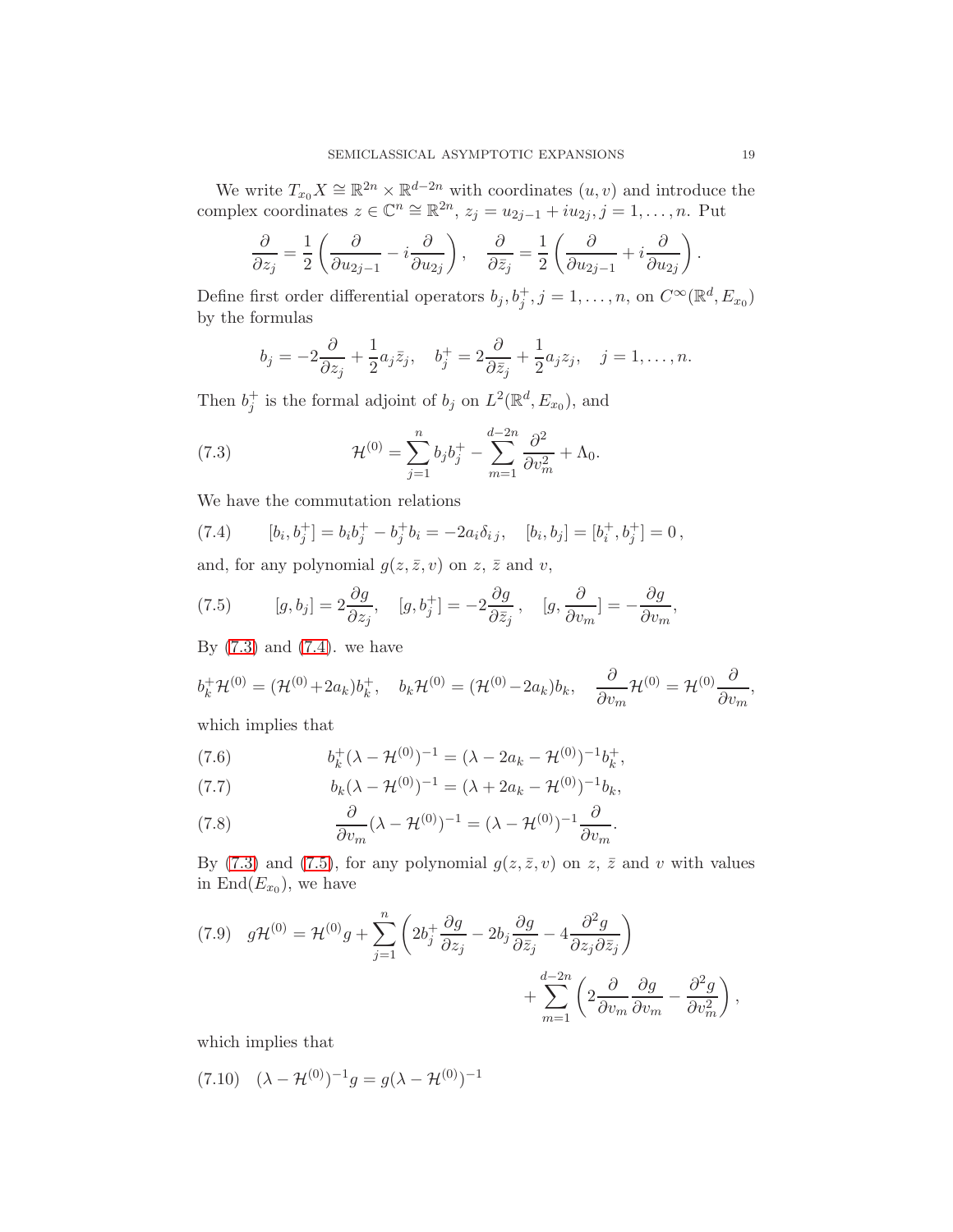We write $T_{x_0}X \cong \mathbb{R}^{2n} \times \mathbb{R}^{d-2n}$ with coordinates $(u,v)$ and introduce the complex coordinates $z \in \mathbb{C}^n \cong \mathbb{R}^{2n}$, $z_j = u_{2j-1} + iu_{2j}$, $j = 1, \ldots, n$. Put

$$\frac{\partial}{\partial z_j} = \frac{1}{2}\left(\frac{\partial}{\partial u_{2j-1}} - i\frac{\partial}{\partial u_{2j}}\right), \quad \frac{\partial}{\partial \bar{z}_j} = \frac{1}{2}\left(\frac{\partial}{\partial u_{2j-1}} + i\frac{\partial}{\partial u_{2j}}\right).$$

Define first order differential operators $b_j, b_j^+, j = 1, \ldots, n$, on $C^\infty(\mathbb{R}^d, E_{x_0})$ by the formulas

$$b_j = -2\frac{\partial}{\partial z_j} + \frac{1}{2}a_j\bar{z}_j, \quad b_j^+ = 2\frac{\partial}{\partial \bar{z}_j} + \frac{1}{2}a_j z_j, \quad j = 1, \ldots, n.$$

Then $b_j^+$ is the formal adjoint of $b_j$ on $L^2(\mathbb{R}^d, E_{x_0})$, and

$$\mathcal{H}^{(0)} = \sum_{j=1}^n b_j b_j^+ - \sum_{m=1}^{d-2n} \frac{\partial^2}{\partial v_m^2} + \Lambda_0. \tag{7.3}$$

We have the commutation relations

$$[b_i, b_j^+] = b_i b_j^+ - b_j^+ b_i = -2a_i \delta_{ij}, \quad [b_i, b_j] = [b_i^+, b_j^+] = 0\,, \tag{7.4}$$

and, for any polynomial $g(z, \bar{z}, v)$ on $z$, $\bar{z}$ and $v$,

$$[g, b_j] = 2\frac{\partial g}{\partial z_j}, \quad [g, b_j^+] = -2\frac{\partial g}{\partial \bar{z}_j}\,, \quad [g, \frac{\partial}{\partial v_m}] = -\frac{\partial g}{\partial v_m}, \tag{7.5}$$

By (7.3) and (7.4). we have

$$b_k^+\mathcal{H}^{(0)} = (\mathcal{H}^{(0)} + 2a_k)b_k^+, \quad b_k\mathcal{H}^{(0)} = (\mathcal{H}^{(0)} - 2a_k)b_k, \quad \frac{\partial}{\partial v_m}\mathcal{H}^{(0)} = \mathcal{H}^{(0)}\frac{\partial}{\partial v_m},$$

which implies that

$$b_k^+(\lambda - \mathcal{H}^{(0)})^{-1} = (\lambda - 2a_k - \mathcal{H}^{(0)})^{-1}b_k^+, \tag{7.6}$$

$$b_k(\lambda - \mathcal{H}^{(0)})^{-1} = (\lambda + 2a_k - \mathcal{H}^{(0)})^{-1}b_k, \tag{7.7}$$

$$\frac{\partial}{\partial v_m}(\lambda - \mathcal{H}^{(0)})^{-1} = (\lambda - \mathcal{H}^{(0)})^{-1}\frac{\partial}{\partial v_m}. \tag{7.8}$$

By (7.3) and (7.5), for any polynomial $g(z, \bar{z}, v)$ on $z$, $\bar{z}$ and $v$ with values in $\mathrm{End}(E_{x_0})$, we have

$$g\mathcal{H}^{(0)} = \mathcal{H}^{(0)}g + \sum_{j=1}^n \left(2b_j^+\frac{\partial g}{\partial z_j} - 2b_j\frac{\partial g}{\partial \bar{z}_j} - 4\frac{\partial^2 g}{\partial z_j \partial \bar{z}_j}\right) + \sum_{m=1}^{d-2n}\left(2\frac{\partial}{\partial v_m}\frac{\partial g}{\partial v_m} - \frac{\partial^2 g}{\partial v_m^2}\right), \tag{7.9}$$

which implies that

$$(\lambda - \mathcal{H}^{(0)})^{-1}g = g(\lambda - \mathcal{H}^{(0)})^{-1} \tag{7.10}$$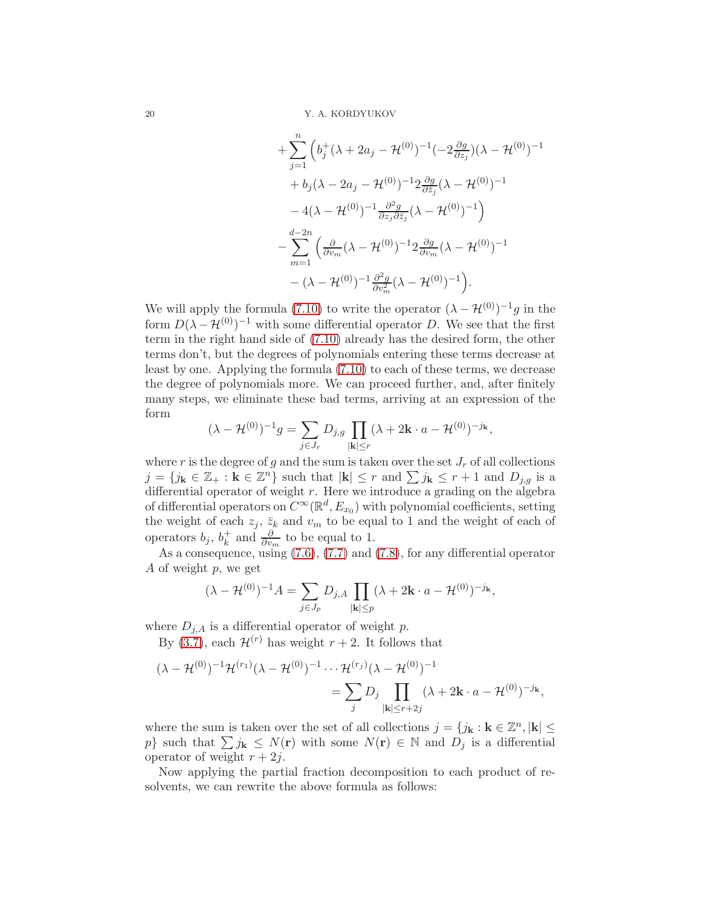$$
\begin{aligned}
&+\sum_{j=1}^{n}\Big(b_j^+(\lambda+2a_j-\mathcal{H}^{(0)})^{-1}(-2\tfrac{\partial g}{\partial z_j})(\lambda-\mathcal{H}^{(0)})^{-1}\\
&\qquad+b_j(\lambda-2a_j-\mathcal{H}^{(0)})^{-1}2\tfrac{\partial g}{\partial \bar z_j}(\lambda-\mathcal{H}^{(0)})^{-1}\\
&\qquad-4(\lambda-\mathcal{H}^{(0)})^{-1}\tfrac{\partial^2 g}{\partial z_j\partial \bar z_j}(\lambda-\mathcal{H}^{(0)})^{-1}\Big)\\
&-\sum_{m=1}^{d-2n}\Big(\tfrac{\partial}{\partial v_m}(\lambda-\mathcal{H}^{(0)})^{-1}2\tfrac{\partial g}{\partial v_m}(\lambda-\mathcal{H}^{(0)})^{-1}\\
&\qquad-(\lambda-\mathcal{H}^{(0)})^{-1}\tfrac{\partial^2 g}{\partial v_m^2}(\lambda-\mathcal{H}^{(0)})^{-1}\Big).
\end{aligned}
$$

We will apply the formula (7.10) to write the operator $(\lambda-\mathcal{H}^{(0)})^{-1}g$ in the form $D(\lambda-\mathcal{H}^{(0)})^{-1}$ with some differential operator $D$. We see that the first term in the right hand side of (7.10) already has the desired form, the other terms don't, but the degrees of polynomials entering these terms decrease at least by one. Applying the formula (7.10) to each of these terms, we decrease the degree of polynomials more. We can proceed further, and, after finitely many steps, we eliminate these bad terms, arriving at an expression of the form

$$
(\lambda-\mathcal{H}^{(0)})^{-1}g=\sum_{j\in J_r}D_{j,g}\prod_{|\mathbf{k}|\leq r}(\lambda+2\mathbf{k}\cdot a-\mathcal{H}^{(0)})^{-j_{\mathbf{k}}},
$$

where $r$ is the degree of $g$ and the sum is taken over the set $J_r$ of all collections $j=\{j_{\mathbf{k}}\in\mathbb{Z}_+ : \mathbf{k}\in\mathbb{Z}^n\}$ such that $|\mathbf{k}|\leq r$ and $\sum j_{\mathbf{k}}\leq r+1$ and $D_{j,g}$ is a differential operator of weight $r$. Here we introduce a grading on the algebra of differential operators on $C^\infty(\mathbb{R}^d,E_{x_0})$ with polynomial coefficients, setting the weight of each $z_j$, $\bar z_k$ and $v_m$ to be equal to 1 and the weight of each of operators $b_j$, $b_k^+$ and $\frac{\partial}{\partial v_m}$ to be equal to 1.

As a consequence, using (7.6), (7.7) and (7.8), for any differential operator $A$ of weight $p$, we get

$$
(\lambda-\mathcal{H}^{(0)})^{-1}A=\sum_{j\in J_p}D_{j,A}\prod_{|\mathbf{k}|\leq p}(\lambda+2\mathbf{k}\cdot a-\mathcal{H}^{(0)})^{-j_{\mathbf{k}}},
$$

where $D_{j,A}$ is a differential operator of weight $p$.

By (3.7), each $\mathcal{H}^{(r)}$ has weight $r+2$. It follows that

$$
\begin{aligned}
(\lambda-\mathcal{H}^{(0)})^{-1}\mathcal{H}^{(r_1)}&(\lambda-\mathcal{H}^{(0)})^{-1}\cdots\mathcal{H}^{(r_j)}(\lambda-\mathcal{H}^{(0)})^{-1}\\
&=\sum_j D_j\prod_{|\mathbf{k}|\leq r+2j}(\lambda+2\mathbf{k}\cdot a-\mathcal{H}^{(0)})^{-j_{\mathbf{k}}},
\end{aligned}
$$

where the sum is taken over the set of all collections $j=\{j_{\mathbf{k}}:\mathbf{k}\in\mathbb{Z}^n,|\mathbf{k}|\leq p\}$ such that $\sum j_{\mathbf{k}}\leq N(\mathbf{r})$ with some $N(\mathbf{r})\in\mathbb{N}$ and $D_j$ is a differential operator of weight $r+2j$.

Now applying the partial fraction decomposition to each product of resolvents, we can rewrite the above formula as follows: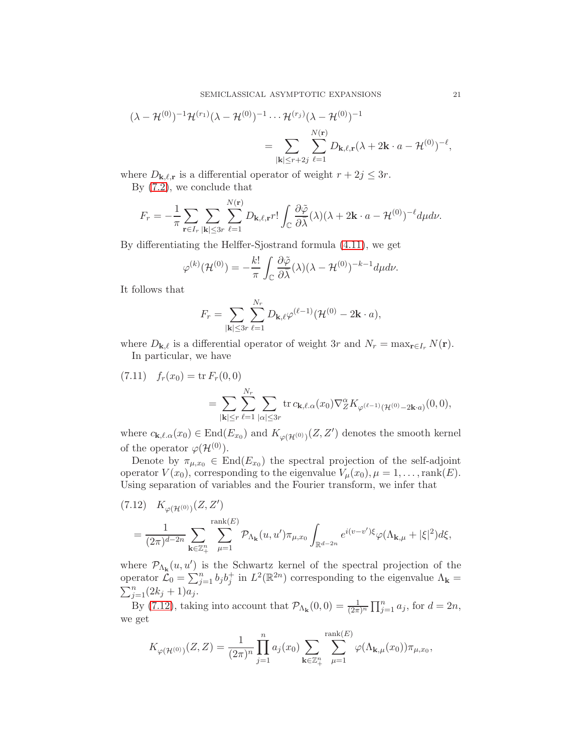$$
\begin{aligned}
(\lambda-\mathcal{H}^{(0)})^{-1}\mathcal{H}^{(r_1)}(\lambda-\mathcal{H}^{(0)})^{-1}\cdots\mathcal{H}^{(r_j)}(\lambda-\mathcal{H}^{(0)})^{-1}&\\
=\sum_{|\mathbf{k}|\leq r+2j}\sum_{\ell=1}^{N(\mathbf{r})}D_{\mathbf{k},\ell,\mathbf{r}}(\lambda+2\mathbf{k}\cdot a-\mathcal{H}^{(0)})^{-\ell},&
\end{aligned}
$$

where $D_{\mathbf{k},\ell,\mathbf{r}}$ is a differential operator of weight $r+2j\leq 3r$.

By (7.2), we conclude that

$$
F_r=-\frac{1}{\pi}\sum_{\mathbf{r}\in I_r}\sum_{|\mathbf{k}|\leq 3r}\sum_{\ell=1}^{N(\mathbf{r})}D_{\mathbf{k},\ell,\mathbf{r}}r!\int_{\mathbb{C}}\frac{\partial\tilde{\varphi}}{\partial\bar{\lambda}}(\lambda)(\lambda+2\mathbf{k}\cdot a-\mathcal{H}^{(0)})^{-\ell}d\mu d\nu.
$$

By differentiating the Helffer-Sjostrand formula (4.11), we get

$$
\varphi^{(k)}(\mathcal{H}^{(0)})=-\frac{k!}{\pi}\int_{\mathbb{C}}\frac{\partial\tilde{\varphi}}{\partial\bar{\lambda}}(\lambda)(\lambda-\mathcal{H}^{(0)})^{-k-1}d\mu d\nu.
$$

It follows that

$$
F_r=\sum_{|\mathbf{k}|\leq 3r}\sum_{\ell=1}^{N_r}D_{\mathbf{k},\ell}\varphi^{(\ell-1)}(\mathcal{H}^{(0)}-2\mathbf{k}\cdot a),
$$

where $D_{\mathbf{k},\ell}$ is a differential operator of weight $3r$ and $N_r=\max_{\mathbf{r}\in I_r}N(\mathbf{r})$.

In particular, we have

$$
\begin{aligned}
(7.11)\quad f_r(x_0)&=\operatorname{tr}F_r(0,0)\\
&=\sum_{|\mathbf{k}|\leq r}\sum_{\ell=1}^{N_r}\sum_{|\alpha|\leq 3r}\operatorname{tr}c_{\mathbf{k},\ell.\alpha}(x_0)\nabla_Z^{\alpha}K_{\varphi^{(\ell-1)}(\mathcal{H}^{(0)}-2\mathbf{k}\cdot a)}(0,0),
\end{aligned}
$$

where $c_{\mathbf{k},\ell.\alpha}(x_0)\in\operatorname{End}(E_{x_0})$ and $K_{\varphi(\mathcal{H}^{(0)})}(Z,Z')$ denotes the smooth kernel of the operator $\varphi(\mathcal{H}^{(0)})$.

Denote by $\pi_{\mu,x_0}\in\operatorname{End}(E_{x_0})$ the spectral projection of the self-adjoint operator $V(x_0)$, corresponding to the eigenvalue $V_\mu(x_0),\mu=1,\ldots,\operatorname{rank}(E)$. Using separation of variables and the Fourier transform, we infer that

$$
\begin{aligned}
(7.12)\quad &K_{\varphi(\mathcal{H}^{(0)})}(Z,Z')\\
&=\frac{1}{(2\pi)^{d-2n}}\sum_{\mathbf{k}\in\mathbb{Z}_+^n}\sum_{\mu=1}^{\operatorname{rank}(E)}\mathcal{P}_{\Lambda_{\mathbf{k}}}(u,u')\pi_{\mu,x_0}\int_{\mathbb{R}^{d-2n}}e^{i(v-v')\xi}\varphi(\Lambda_{\mathbf{k},\mu}+|\xi|^2)d\xi,
\end{aligned}
$$

where $\mathcal{P}_{\Lambda_{\mathbf{k}}}(u,u')$ is the Schwartz kernel of the spectral projection of the operator $\mathcal{L}_0=\sum_{j=1}^n b_jb_j^+$ in $L^2(\mathbb{R}^{2n})$ corresponding to the eigenvalue $\Lambda_{\mathbf{k}}=\sum_{j=1}^n(2k_j+1)a_j$.

By (7.12), taking into account that $\mathcal{P}_{\Lambda_{\mathbf{k}}}(0,0)=\frac{1}{(2\pi)^n}\prod_{j=1}^n a_j$, for $d=2n$, we get

$$
K_{\varphi(\mathcal{H}^{(0)})}(Z,Z)=\frac{1}{(2\pi)^n}\prod_{j=1}^n a_j(x_0)\sum_{\mathbf{k}\in\mathbb{Z}_+^n}\sum_{\mu=1}^{\operatorname{rank}(E)}\varphi(\Lambda_{\mathbf{k},\mu}(x_0))\pi_{\mu,x_0},
$$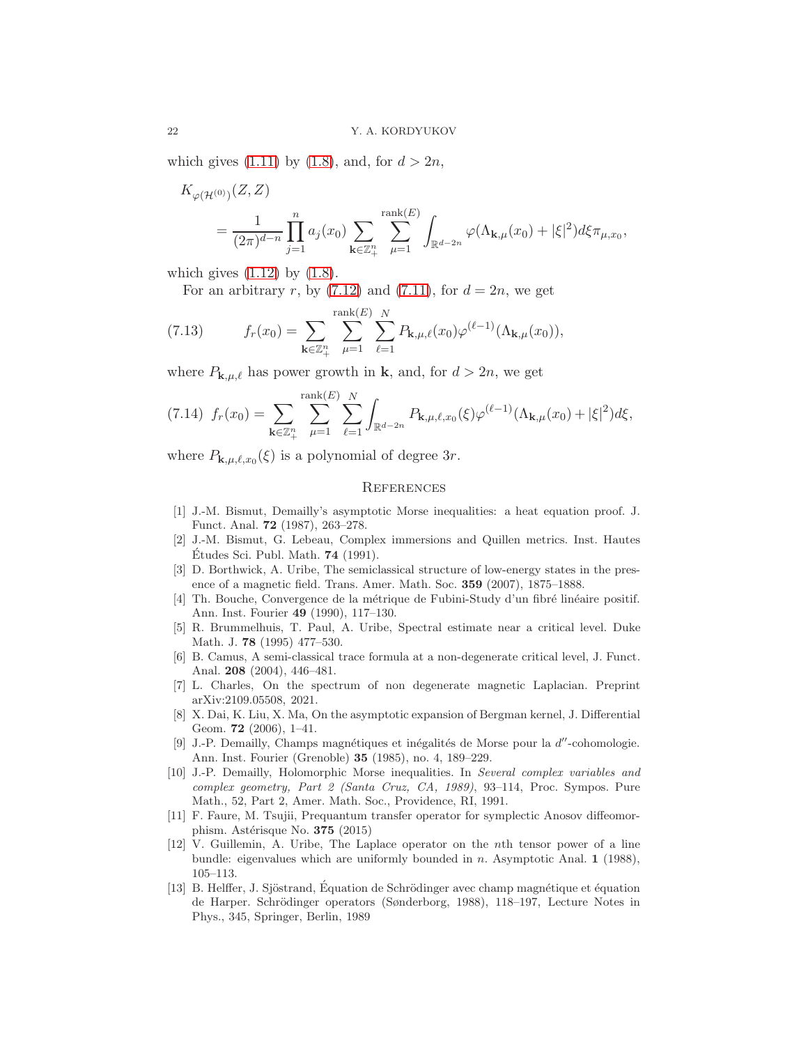which gives (1.11) by (1.8), and, for $d > 2n$,

$$
K_{\varphi(\mathcal{H}^{(0)})}(Z,Z) = \frac{1}{(2\pi)^{d-n}} \prod_{j=1}^{n} a_j(x_0) \sum_{\mathbf{k}\in\mathbb{Z}_+^n} \sum_{\mu=1}^{\operatorname{rank}(E)} \int_{\mathbb{R}^{d-2n}} \varphi(\Lambda_{\mathbf{k},\mu}(x_0)+|\xi|^2)d\xi \pi_{\mu,x_0},
$$

which gives (1.12) by (1.8).

For an arbitrary $r$, by (7.12) and (7.11), for $d = 2n$, we get

$$
f_r(x_0) = \sum_{\mathbf{k}\in\mathbb{Z}_+^n} \sum_{\mu=1}^{\operatorname{rank}(E)} \sum_{\ell=1}^{N} P_{\mathbf{k},\mu,\ell}(x_0)\varphi^{(\ell-1)}(\Lambda_{\mathbf{k},\mu}(x_0)), \tag{7.13}
$$

where $P_{\mathbf{k},\mu,\ell}$ has power growth in $\mathbf{k}$, and, for $d > 2n$, we get

$$
f_r(x_0) = \sum_{\mathbf{k}\in\mathbb{Z}_+^n} \sum_{\mu=1}^{\operatorname{rank}(E)} \sum_{\ell=1}^{N} \int_{\mathbb{R}^{d-2n}} P_{\mathbf{k},\mu,\ell,x_0}(\xi)\varphi^{(\ell-1)}(\Lambda_{\mathbf{k},\mu}(x_0)+|\xi|^2)d\xi, \tag{7.14}
$$

where $P_{\mathbf{k},\mu,\ell,x_0}(\xi)$ is a polynomial of degree $3r$.

## References

[1] J.-M. Bismut, Demailly's asymptotic Morse inequalities: a heat equation proof. J. Funct. Anal. **72** (1987), 263–278.

[2] J.-M. Bismut, G. Lebeau, Complex immersions and Quillen metrics. Inst. Hautes Études Sci. Publ. Math. **74** (1991).

[3] D. Borthwick, A. Uribe, The semiclassical structure of low-energy states in the presence of a magnetic field. Trans. Amer. Math. Soc. **359** (2007), 1875–1888.

[4] Th. Bouche, Convergence de la métrique de Fubini-Study d'un fibré linéaire positif. Ann. Inst. Fourier **49** (1990), 117–130.

[5] R. Brummelhuis, T. Paul, A. Uribe, Spectral estimate near a critical level. Duke Math. J. **78** (1995) 477–530.

[6] B. Camus, A semi-classical trace formula at a non-degenerate critical level, J. Funct. Anal. **208** (2004), 446–481.

[7] L. Charles, On the spectrum of non degenerate magnetic Laplacian. Preprint arXiv:2109.05508, 2021.

[8] X. Dai, K. Liu, X. Ma, On the asymptotic expansion of Bergman kernel, J. Differential Geom. **72** (2006), 1–41.

[9] J.-P. Demailly, Champs magnétiques et inégalités de Morse pour la $d''$-cohomologie. Ann. Inst. Fourier (Grenoble) **35** (1985), no. 4, 189–229.

[10] J.-P. Demailly, Holomorphic Morse inequalities. In *Several complex variables and complex geometry, Part 2 (Santa Cruz, CA, 1989)*, 93–114, Proc. Sympos. Pure Math., 52, Part 2, Amer. Math. Soc., Providence, RI, 1991.

[11] F. Faure, M. Tsujii, Prequantum transfer operator for symplectic Anosov diffeomorphism. Astérisque No. **375** (2015)

[12] V. Guillemin, A. Uribe, The Laplace operator on the $n$th tensor power of a line bundle: eigenvalues which are uniformly bounded in $n$. Asymptotic Anal. **1** (1988), 105–113.

[13] B. Helffer, J. Sjöstrand, Équation de Schrödinger avec champ magnétique et équation de Harper. Schrödinger operators (Sønderborg, 1988), 118–197, Lecture Notes in Phys., 345, Springer, Berlin, 1989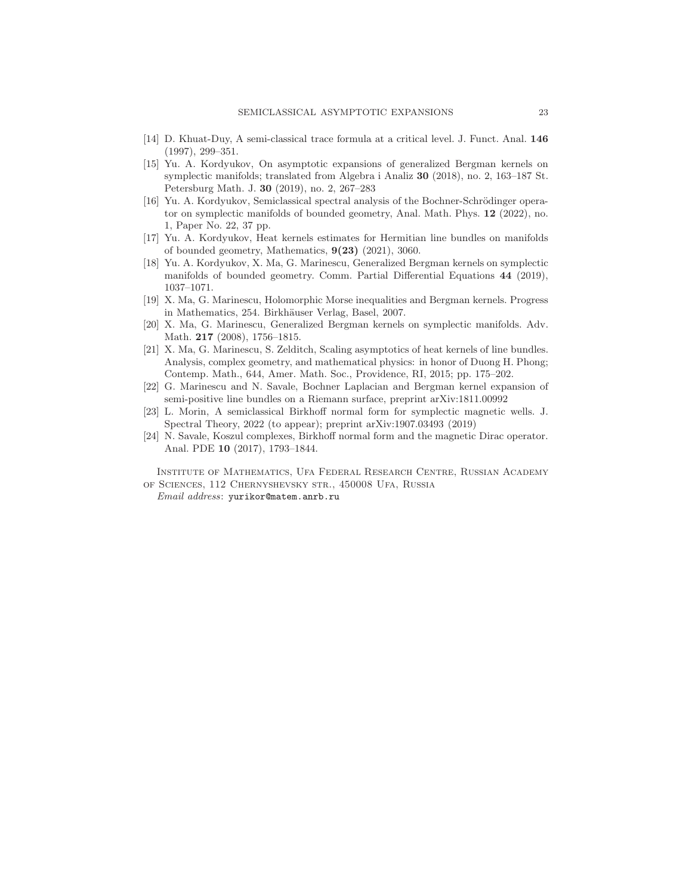[14] D. Khuat-Duy, A semi-classical trace formula at a critical level. J. Funct. Anal. **146** (1997), 299–351.

[15] Yu. A. Kordyukov, On asymptotic expansions of generalized Bergman kernels on symplectic manifolds; translated from Algebra i Analiz **30** (2018), no. 2, 163–187 St. Petersburg Math. J. **30** (2019), no. 2, 267–283

[16] Yu. A. Kordyukov, Semiclassical spectral analysis of the Bochner-Schrödinger operator on symplectic manifolds of bounded geometry, Anal. Math. Phys. **12** (2022), no. 1, Paper No. 22, 37 pp.

[17] Yu. A. Kordyukov, Heat kernels estimates for Hermitian line bundles on manifolds of bounded geometry, Mathematics, **9(23)** (2021), 3060.

[18] Yu. A. Kordyukov, X. Ma, G. Marinescu, Generalized Bergman kernels on symplectic manifolds of bounded geometry. Comm. Partial Differential Equations **44** (2019), 1037–1071.

[19] X. Ma, G. Marinescu, Holomorphic Morse inequalities and Bergman kernels. Progress in Mathematics, 254. Birkhäuser Verlag, Basel, 2007.

[20] X. Ma, G. Marinescu, Generalized Bergman kernels on symplectic manifolds. Adv. Math. **217** (2008), 1756–1815.

[21] X. Ma, G. Marinescu, S. Zelditch, Scaling asymptotics of heat kernels of line bundles. Analysis, complex geometry, and mathematical physics: in honor of Duong H. Phong; Contemp. Math., 644, Amer. Math. Soc., Providence, RI, 2015; pp. 175–202.

[22] G. Marinescu and N. Savale, Bochner Laplacian and Bergman kernel expansion of semi-positive line bundles on a Riemann surface, preprint arXiv:1811.00992

[23] L. Morin, A semiclassical Birkhoff normal form for symplectic magnetic wells. J. Spectral Theory, 2022 (to appear); preprint arXiv:1907.03493 (2019)

[24] N. Savale, Koszul complexes, Birkhoff normal form and the magnetic Dirac operator. Anal. PDE **10** (2017), 1793–1844.

Institute of Mathematics, Ufa Federal Research Centre, Russian Academy of Sciences, 112 Chernyshevsky str., 450008 Ufa, Russia

*Email address*: yurikor@matem.anrb.ru